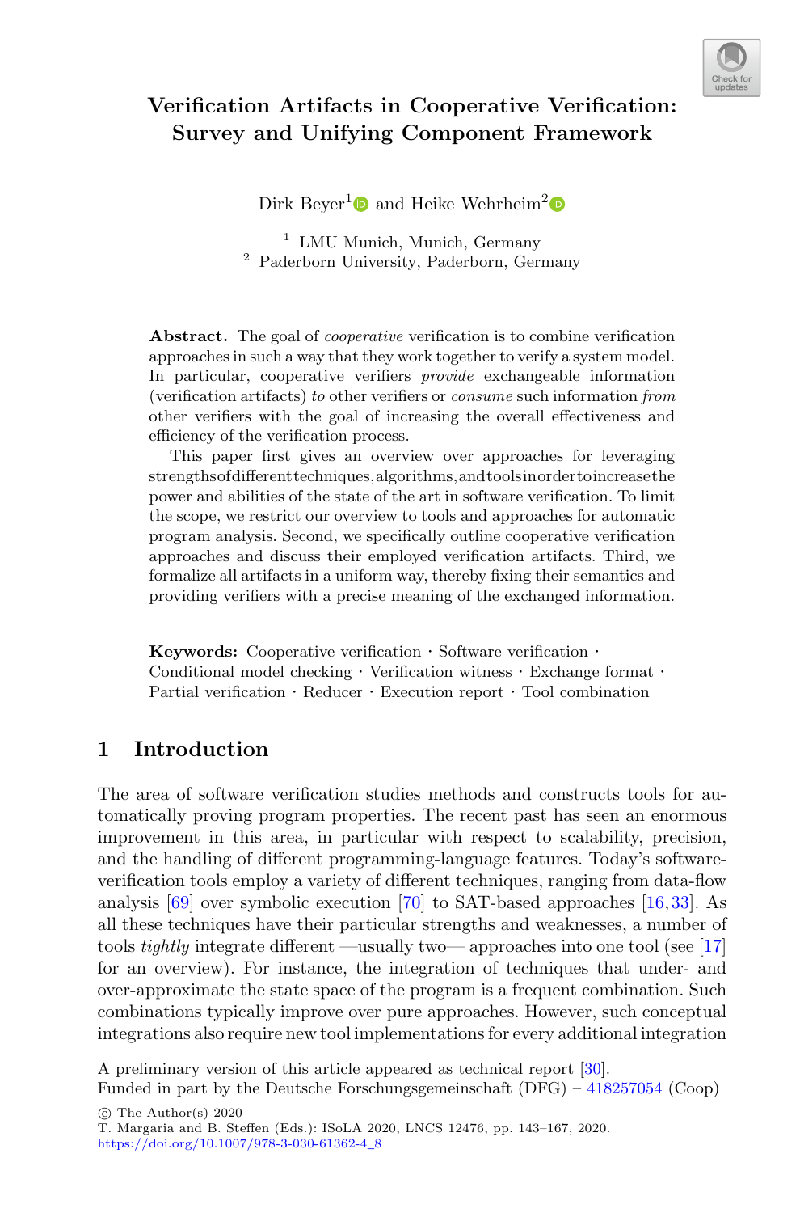# Verification Artifacts in Cooperative Verification: Survey and Unifying Component Framework

Dirk Beyer[1] and Heike Wehrheim[2]

[1] LMU Munich, Munich, Germany
[2] Paderborn University, Paderborn, Germany

**Abstract.** The goal of *cooperative* verification is to combine verification approaches in such a way that they work together to verify a system model. In particular, cooperative verifiers *provide* exchangeable information (verification artifacts) *to* other verifiers or *consume* such information *from* other verifiers with the goal of increasing the overall effectiveness and efficiency of the verification process.

This paper first gives an overview over approaches for leveraging strengths of different techniques, algorithms, and tools in order to increase the power and abilities of the state of the art in software verification. To limit the scope, we restrict our overview to tools and approaches for automatic program analysis. Second, we specifically outline cooperative verification approaches and discuss their employed verification artifacts. Third, we formalize all artifacts in a uniform way, thereby fixing their semantics and providing verifiers with a precise meaning of the exchanged information.

**Keywords:** Cooperative verification · Software verification · Conditional model checking · Verification witness · Exchange format · Partial verification · Reducer · Execution report · Tool combination

## 1 Introduction

The area of software verification studies methods and constructs tools for automatically proving program properties. The recent past has seen an enormous improvement in this area, in particular with respect to scalability, precision, and the handling of different programming-language features. Today's software-verification tools employ a variety of different techniques, ranging from data-flow analysis [69] over symbolic execution [70] to SAT-based approaches [16,33]. As all these techniques have their particular strengths and weaknesses, a number of tools *tightly* integrate different —usually two— approaches into one tool (see [17] for an overview). For instance, the integration of techniques that under- and over-approximate the state space of the program is a frequent combination. Such combinations typically improve over pure approaches. However, such conceptual integrations also require new tool implementations for every additional integration

A preliminary version of this article appeared as technical report [30].
Funded in part by the Deutsche Forschungsgemeinschaft (DFG) – 418257054 (Coop)

© The Author(s) 2020
T. Margaria and B. Steffen (Eds.): ISoLA 2020, LNCS 12476, pp. 143–167, 2020.
https://doi.org/10.1007/978-3-030-61362-4_8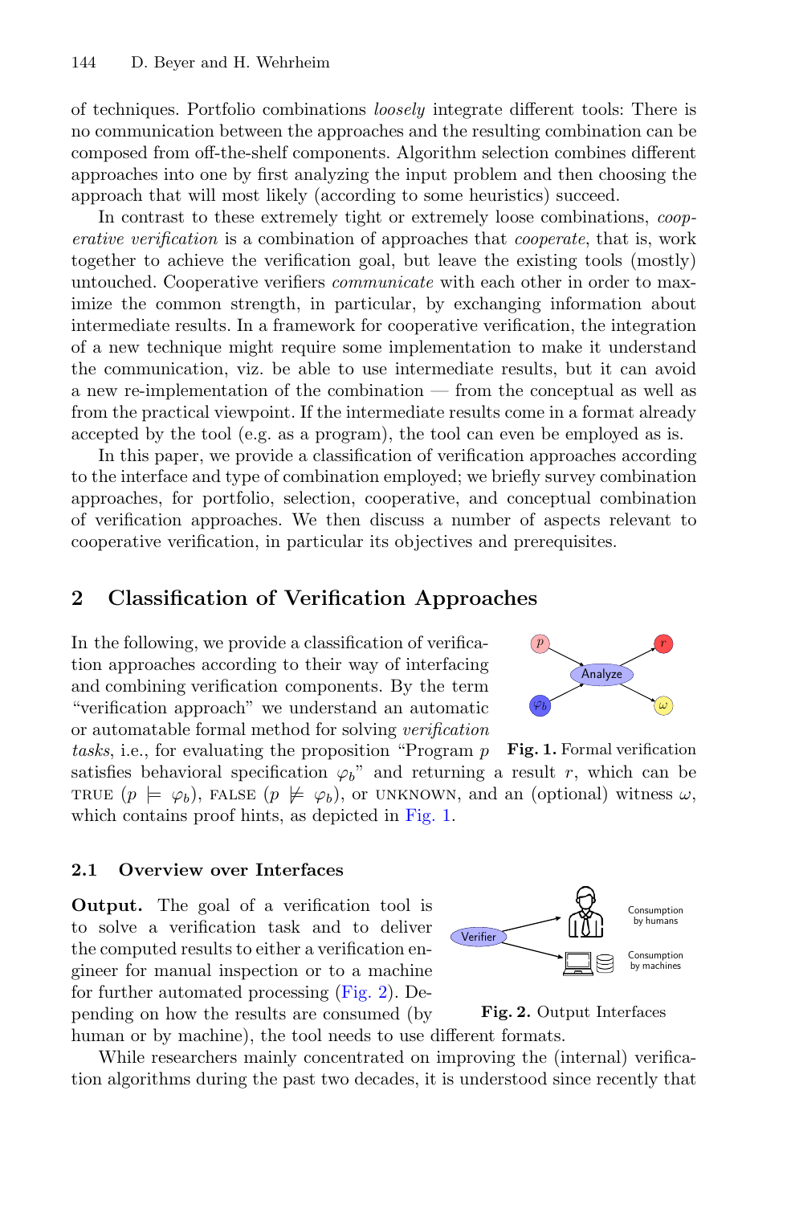of techniques. Portfolio combinations *loosely* integrate different tools: There is no communication between the approaches and the resulting combination can be composed from off-the-shelf components. Algorithm selection combines different approaches into one by first analyzing the input problem and then choosing the approach that will most likely (according to some heuristics) succeed.

In contrast to these extremely tight or extremely loose combinations, *cooperative verification* is a combination of approaches that *cooperate*, that is, work together to achieve the verification goal, but leave the existing tools (mostly) untouched. Cooperative verifiers *communicate* with each other in order to maximize the common strength, in particular, by exchanging information about intermediate results. In a framework for cooperative verification, the integration of a new technique might require some implementation to make it understand the communication, viz. be able to use intermediate results, but it can avoid a new re-implementation of the combination — from the conceptual as well as from the practical viewpoint. If the intermediate results come in a format already accepted by the tool (e.g. as a program), the tool can even be employed as is.

In this paper, we provide a classification of verification approaches according to the interface and type of combination employed; we briefly survey combination approaches, for portfolio, selection, cooperative, and conceptual combination of verification approaches. We then discuss a number of aspects relevant to cooperative verification, in particular its objectives and prerequisites.

## 2 Classification of Verification Approaches

In the following, we provide a classification of verification approaches according to their way of interfacing and combining verification components. By the term "verification approach" we understand an automatic or automatable formal method for solving *verification tasks*, i.e., for evaluating the proposition "Program $p$ satisfies behavioral specification $\varphi_b$" and returning a result $r$, which can be TRUE ($p \models \varphi_b$), FALSE ($p \not\models \varphi_b$), or UNKNOWN, and an (optional) witness $\omega$, which contains proof hints, as depicted in Fig. 1.

p
φb
Analyze
r
ω

**Fig. 1.** Formal verification

### 2.1 Overview over Interfaces

**Output.** The goal of a verification tool is to solve a verification task and to deliver the computed results to either a verification engineer for manual inspection or to a machine for further automated processing (Fig. 2). Depending on how the results are consumed (by human or by machine), the tool needs to use different formats.

Verifier
Consumption by humans
Consumption by machines

**Fig. 2.** Output Interfaces

While researchers mainly concentrated on improving the (internal) verification algorithms during the past two decades, it is understood since recently that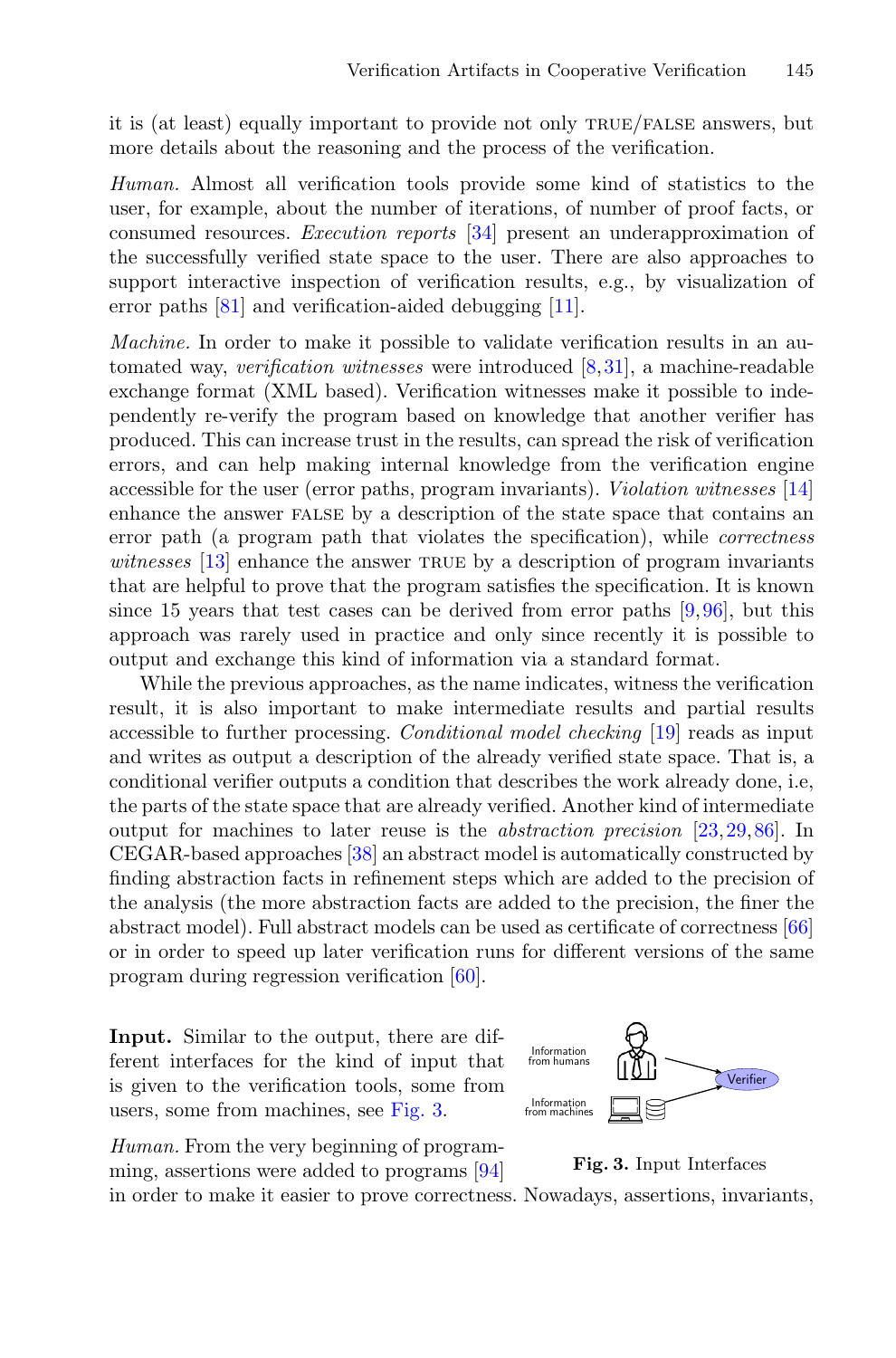it is (at least) equally important to provide not only TRUE/FALSE answers, but more details about the reasoning and the process of the verification.

*Human.* Almost all verification tools provide some kind of statistics to the user, for example, about the number of iterations, of number of proof facts, or consumed resources. *Execution reports* [34] present an underapproximation of the successfully verified state space to the user. There are also approaches to support interactive inspection of verification results, e.g., by visualization of error paths [81] and verification-aided debugging [11].

*Machine.* In order to make it possible to validate verification results in an automated way, *verification witnesses* were introduced [8,31], a machine-readable exchange format (XML based). Verification witnesses make it possible to independently re-verify the program based on knowledge that another verifier has produced. This can increase trust in the results, can spread the risk of verification errors, and can help making internal knowledge from the verification engine accessible for the user (error paths, program invariants). *Violation witnesses* [14] enhance the answer FALSE by a description of the state space that contains an error path (a program path that violates the specification), while *correctness witnesses* [13] enhance the answer TRUE by a description of program invariants that are helpful to prove that the program satisfies the specification. It is known since 15 years that test cases can be derived from error paths [9,96], but this approach was rarely used in practice and only since recently it is possible to output and exchange this kind of information via a standard format.

While the previous approaches, as the name indicates, witness the verification result, it is also important to make intermediate results and partial results accessible to further processing. *Conditional model checking* [19] reads as input and writes as output a description of the already verified state space. That is, a conditional verifier outputs a condition that describes the work already done, i.e, the parts of the state space that are already verified. Another kind of intermediate output for machines to later reuse is the *abstraction precision* [23,29,86]. In CEGAR-based approaches [38] an abstract model is automatically constructed by finding abstraction facts in refinement steps which are added to the precision of the analysis (the more abstraction facts are added to the precision, the finer the abstract model). Full abstract models can be used as certificate of correctness [66] or in order to speed up later verification runs for different versions of the same program during regression verification [60].

**Input.** Similar to the output, there are different interfaces for the kind of input that is given to the verification tools, some from users, some from machines, see Fig. 3.

Information from humans — Information from machines — Verifier

**Fig. 3.** Input Interfaces

*Human.* From the very beginning of programming, assertions were added to programs [94] in order to make it easier to prove correctness. Nowadays, assertions, invariants,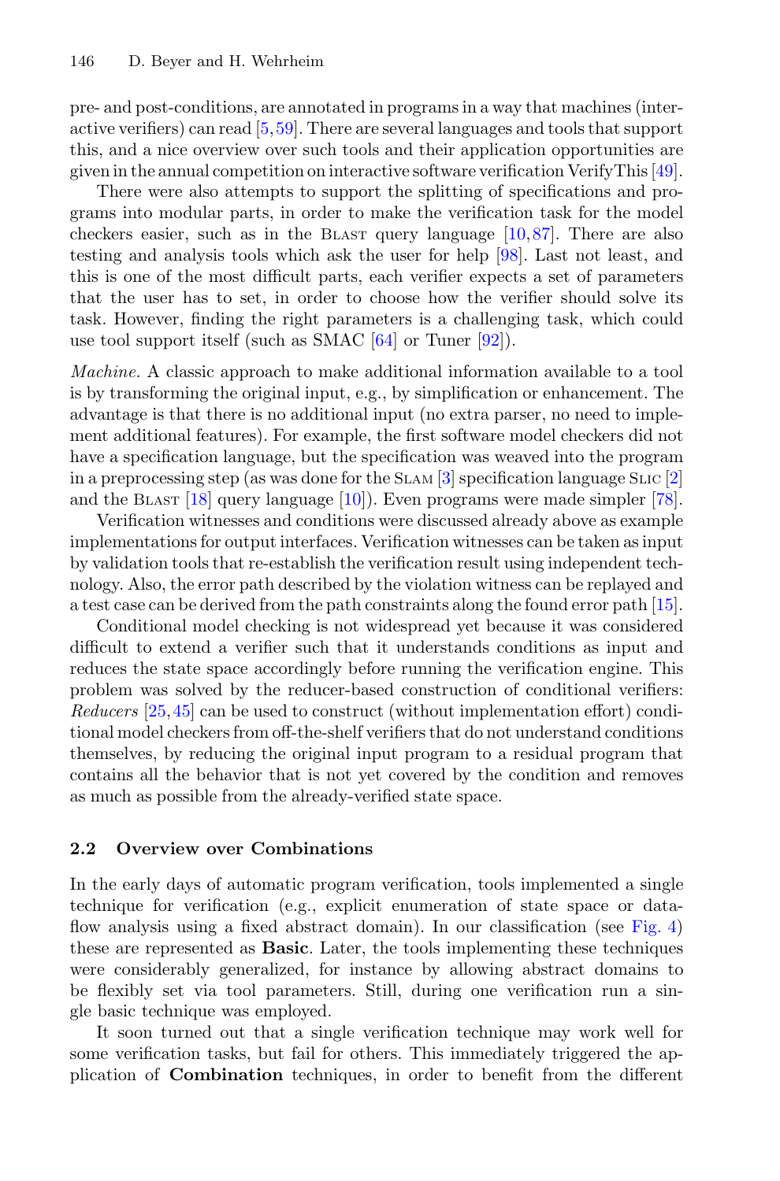pre- and post-conditions, are annotated in programs in a way that machines (interactive verifiers) can read [5,59]. There are several languages and tools that support this, and a nice overview over such tools and their application opportunities are given in the annual competition on interactive software verification VerifyThis [49].

There were also attempts to support the splitting of specifications and programs into modular parts, in order to make the verification task for the model checkers easier, such as in the Blast query language [10,87]. There are also testing and analysis tools which ask the user for help [98]. Last not least, and this is one of the most difficult parts, each verifier expects a set of parameters that the user has to set, in order to choose how the verifier should solve its task. However, finding the right parameters is a challenging task, which could use tool support itself (such as SMAC [64] or Tuner [92]).

*Machine.* A classic approach to make additional information available to a tool is by transforming the original input, e.g., by simplification or enhancement. The advantage is that there is no additional input (no extra parser, no need to implement additional features). For example, the first software model checkers did not have a specification language, but the specification was weaved into the program in a preprocessing step (as was done for the Slam [3] specification language Slic [2] and the Blast [18] query language [10]). Even programs were made simpler [78].

Verification witnesses and conditions were discussed already above as example implementations for output interfaces. Verification witnesses can be taken as input by validation tools that re-establish the verification result using independent technology. Also, the error path described by the violation witness can be replayed and a test case can be derived from the path constraints along the found error path [15].

Conditional model checking is not widespread yet because it was considered difficult to extend a verifier such that it understands conditions as input and reduces the state space accordingly before running the verification engine. This problem was solved by the reducer-based construction of conditional verifiers: *Reducers* [25,45] can be used to construct (without implementation effort) conditional model checkers from off-the-shelf verifiers that do not understand conditions themselves, by reducing the original input program to a residual program that contains all the behavior that is not yet covered by the condition and removes as much as possible from the already-verified state space.

### 2.2 Overview over Combinations

In the early days of automatic program verification, tools implemented a single technique for verification (e.g., explicit enumeration of state space or data-flow analysis using a fixed abstract domain). In our classification (see Fig. 4) these are represented as **Basic**. Later, the tools implementing these techniques were considerably generalized, for instance by allowing abstract domains to be flexibly set via tool parameters. Still, during one verification run a single basic technique was employed.

It soon turned out that a single verification technique may work well for some verification tasks, but fail for others. This immediately triggered the application of **Combination** techniques, in order to benefit from the different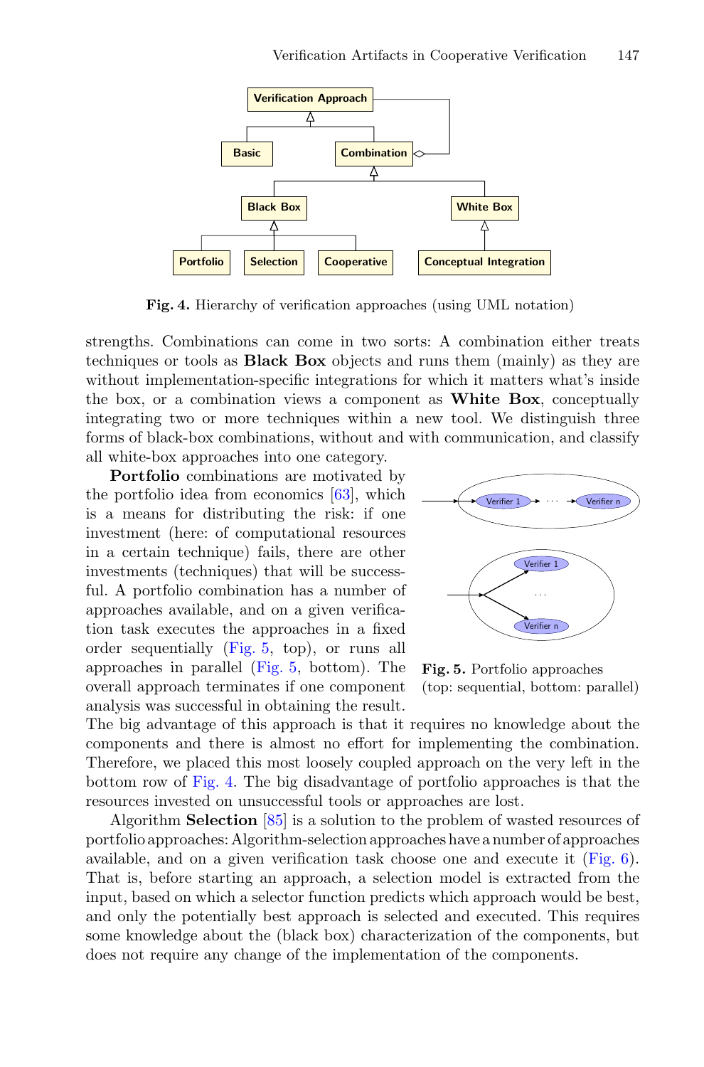**Fig. 4.** Hierarchy of verification approaches (using UML notation)

strengths. Combinations can come in two sorts: A combination either treats techniques or tools as **Black Box** objects and runs them (mainly) as they are without implementation-specific integrations for which it matters what's inside the box, or a combination views a component as **White Box**, conceptually integrating two or more techniques within a new tool. We distinguish three forms of black-box combinations, without and with communication, and classify all white-box approaches into one category.

**Portfolio** combinations are motivated by the portfolio idea from economics [63], which is a means for distributing the risk: if one investment (here: of computational resources in a certain technique) fails, there are other investments (techniques) that will be successful. A portfolio combination has a number of approaches available, and on a given verification task executes the approaches in a fixed order sequentially (Fig. 5, top), or runs all approaches in parallel (Fig. 5, bottom). The overall approach terminates if one component analysis was successful in obtaining the result. The big advantage of this approach is that it requires no knowledge about the components and there is almost no effort for implementing the combination. Therefore, we placed this most loosely coupled approach on the very left in the bottom row of Fig. 4. The big disadvantage of portfolio approaches is that the resources invested on unsuccessful tools or approaches are lost.

**Fig. 5.** Portfolio approaches (top: sequential, bottom: parallel)

Algorithm **Selection** [85] is a solution to the problem of wasted resources of portfolio approaches: Algorithm-selection approaches have a number of approaches available, and on a given verification task choose one and execute it (Fig. 6). That is, before starting an approach, a selection model is extracted from the input, based on which a selector function predicts which approach would be best, and only the potentially best approach is selected and executed. This requires some knowledge about the (black box) characterization of the components, but does not require any change of the implementation of the components.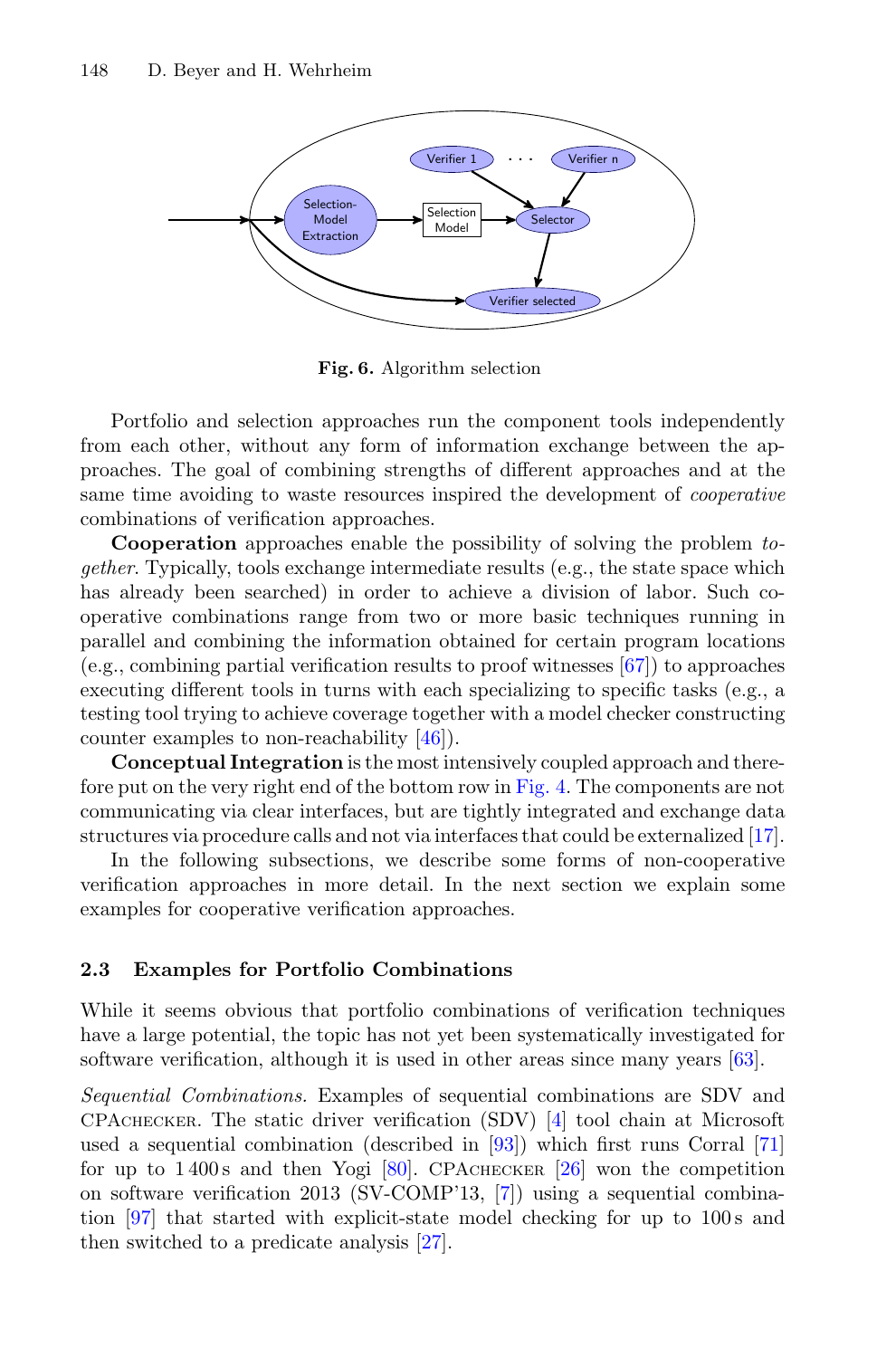**Fig. 6.** Algorithm selection

Portfolio and selection approaches run the component tools independently from each other, without any form of information exchange between the approaches. The goal of combining strengths of different approaches and at the same time avoiding to waste resources inspired the development of *cooperative* combinations of verification approaches.

**Cooperation** approaches enable the possibility of solving the problem *together*. Typically, tools exchange intermediate results (e.g., the state space which has already been searched) in order to achieve a division of labor. Such cooperative combinations range from two or more basic techniques running in parallel and combining the information obtained for certain program locations (e.g., combining partial verification results to proof witnesses [67]) to approaches executing different tools in turns with each specializing to specific tasks (e.g., a testing tool trying to achieve coverage together with a model checker constructing counter examples to non-reachability [46]).

**Conceptual Integration** is the most intensively coupled approach and therefore put on the very right end of the bottom row in Fig. 4. The components are not communicating via clear interfaces, but are tightly integrated and exchange data structures via procedure calls and not via interfaces that could be externalized [17].

In the following subsections, we describe some forms of non-cooperative verification approaches in more detail. In the next section we explain some examples for cooperative verification approaches.

### 2.3 Examples for Portfolio Combinations

While it seems obvious that portfolio combinations of verification techniques have a large potential, the topic has not yet been systematically investigated for software verification, although it is used in other areas since many years [63].

*Sequential Combinations.* Examples of sequential combinations are SDV and CPAchecker. The static driver verification (SDV) [4] tool chain at Microsoft used a sequential combination (described in [93]) which first runs Corral [71] for up to 1 400 s and then Yogi [80]. CPAchecker [26] won the competition on software verification 2013 (SV-COMP'13, [7]) using a sequential combination [97] that started with explicit-state model checking for up to 100 s and then switched to a predicate analysis [27].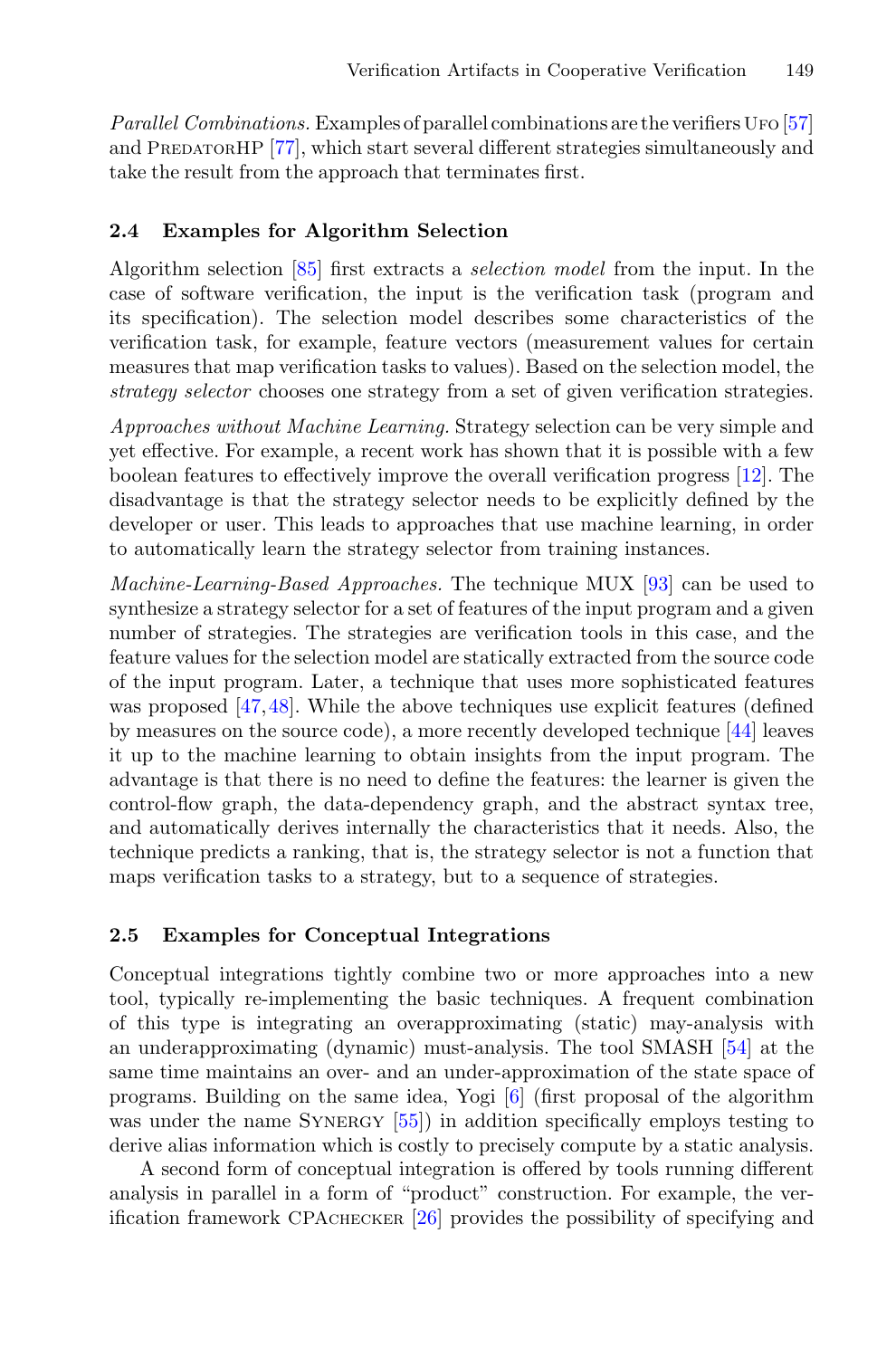*Parallel Combinations.* Examples of parallel combinations are the verifiers UFO [57] and PREDATORHP [77], which start several different strategies simultaneously and take the result from the approach that terminates first.

### 2.4 Examples for Algorithm Selection

Algorithm selection [85] first extracts a *selection model* from the input. In the case of software verification, the input is the verification task (program and its specification). The selection model describes some characteristics of the verification task, for example, feature vectors (measurement values for certain measures that map verification tasks to values). Based on the selection model, the *strategy selector* chooses one strategy from a set of given verification strategies.

*Approaches without Machine Learning.* Strategy selection can be very simple and yet effective. For example, a recent work has shown that it is possible with a few boolean features to effectively improve the overall verification progress [12]. The disadvantage is that the strategy selector needs to be explicitly defined by the developer or user. This leads to approaches that use machine learning, in order to automatically learn the strategy selector from training instances.

*Machine-Learning-Based Approaches.* The technique MUX [93] can be used to synthesize a strategy selector for a set of features of the input program and a given number of strategies. The strategies are verification tools in this case, and the feature values for the selection model are statically extracted from the source code of the input program. Later, a technique that uses more sophisticated features was proposed [47,48]. While the above techniques use explicit features (defined by measures on the source code), a more recently developed technique [44] leaves it up to the machine learning to obtain insights from the input program. The advantage is that there is no need to define the features: the learner is given the control-flow graph, the data-dependency graph, and the abstract syntax tree, and automatically derives internally the characteristics that it needs. Also, the technique predicts a ranking, that is, the strategy selector is not a function that maps verification tasks to a strategy, but to a sequence of strategies.

### 2.5 Examples for Conceptual Integrations

Conceptual integrations tightly combine two or more approaches into a new tool, typically re-implementing the basic techniques. A frequent combination of this type is integrating an overapproximating (static) may-analysis with an underapproximating (dynamic) must-analysis. The tool SMASH [54] at the same time maintains an over- and an under-approximation of the state space of programs. Building on the same idea, Yogi [6] (first proposal of the algorithm was under the name SYNERGY [55]) in addition specifically employs testing to derive alias information which is costly to precisely compute by a static analysis.

A second form of conceptual integration is offered by tools running different analysis in parallel in a form of "product" construction. For example, the verification framework CPACHECKER [26] provides the possibility of specifying and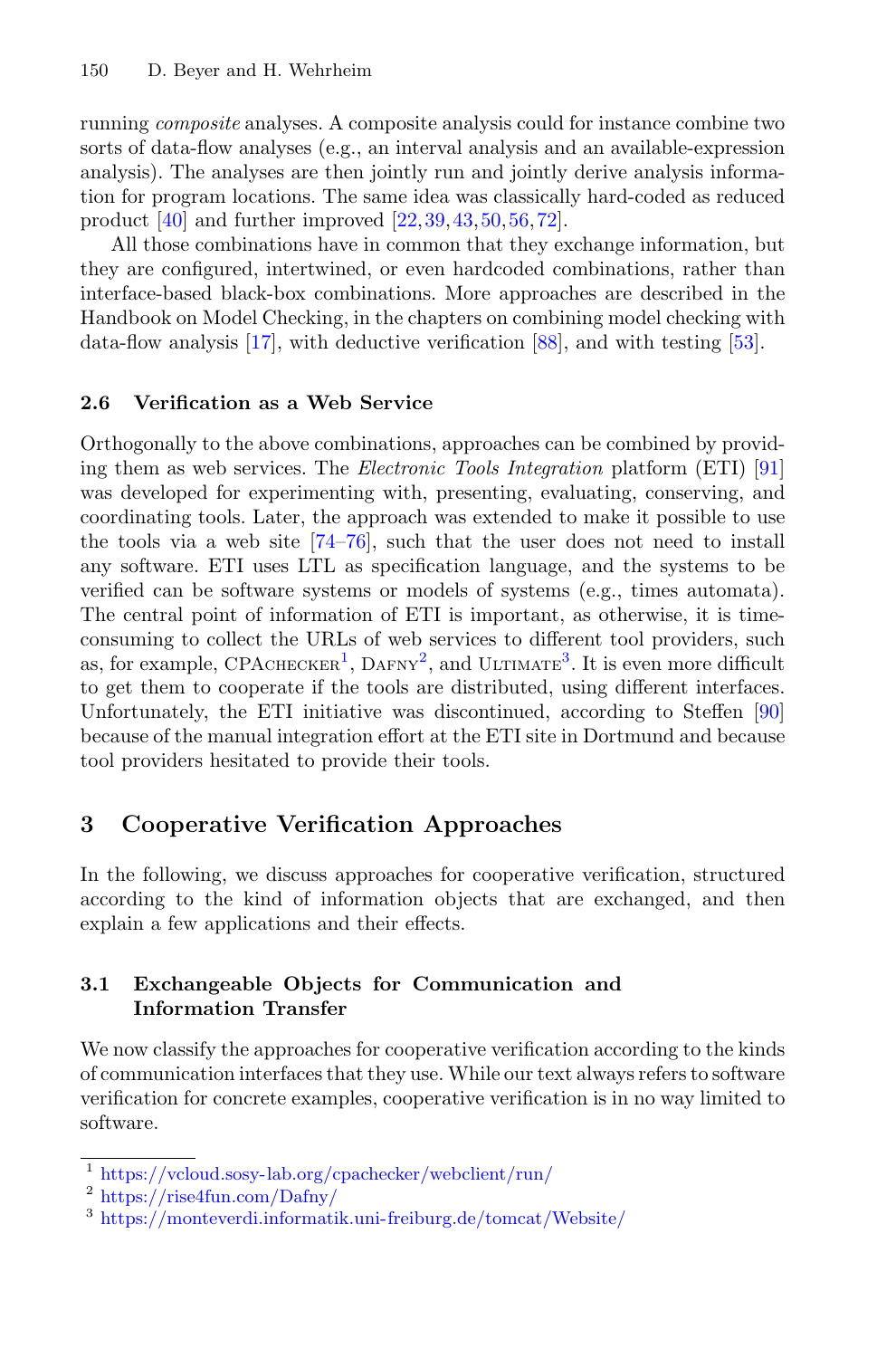running *composite* analyses. A composite analysis could for instance combine two sorts of data-flow analyses (e.g., an interval analysis and an available-expression analysis). The analyses are then jointly run and jointly derive analysis information for program locations. The same idea was classically hard-coded as reduced product [40] and further improved [22,39,43,50,56,72].

All those combinations have in common that they exchange information, but they are configured, intertwined, or even hardcoded combinations, rather than interface-based black-box combinations. More approaches are described in the Handbook on Model Checking, in the chapters on combining model checking with data-flow analysis [17], with deductive verification [88], and with testing [53].

### 2.6 Verification as a Web Service

Orthogonally to the above combinations, approaches can be combined by providing them as web services. The *Electronic Tools Integration* platform (ETI) [91] was developed for experimenting with, presenting, evaluating, conserving, and coordinating tools. Later, the approach was extended to make it possible to use the tools via a web site [74–76], such that the user does not need to install any software. ETI uses LTL as specification language, and the systems to be verified can be software systems or models of systems (e.g., times automata). The central point of information of ETI is important, as otherwise, it is time-consuming to collect the URLs of web services to different tool providers, such as, for example, CPAchecker[1], Dafny[2], and Ultimate[3]. It is even more difficult to get them to cooperate if the tools are distributed, using different interfaces. Unfortunately, the ETI initiative was discontinued, according to Steffen [90] because of the manual integration effort at the ETI site in Dortmund and because tool providers hesitated to provide their tools.

## 3 Cooperative Verification Approaches

In the following, we discuss approaches for cooperative verification, structured according to the kind of information objects that are exchanged, and then explain a few applications and their effects.

### 3.1 Exchangeable Objects for Communication and Information Transfer

We now classify the approaches for cooperative verification according to the kinds of communication interfaces that they use. While our text always refers to software verification for concrete examples, cooperative verification is in no way limited to software.

[1] https://vcloud.sosy-lab.org/cpachecker/webclient/run/

[2] https://rise4fun.com/Dafny/

[3] https://monteverdi.informatik.uni-freiburg.de/tomcat/Website/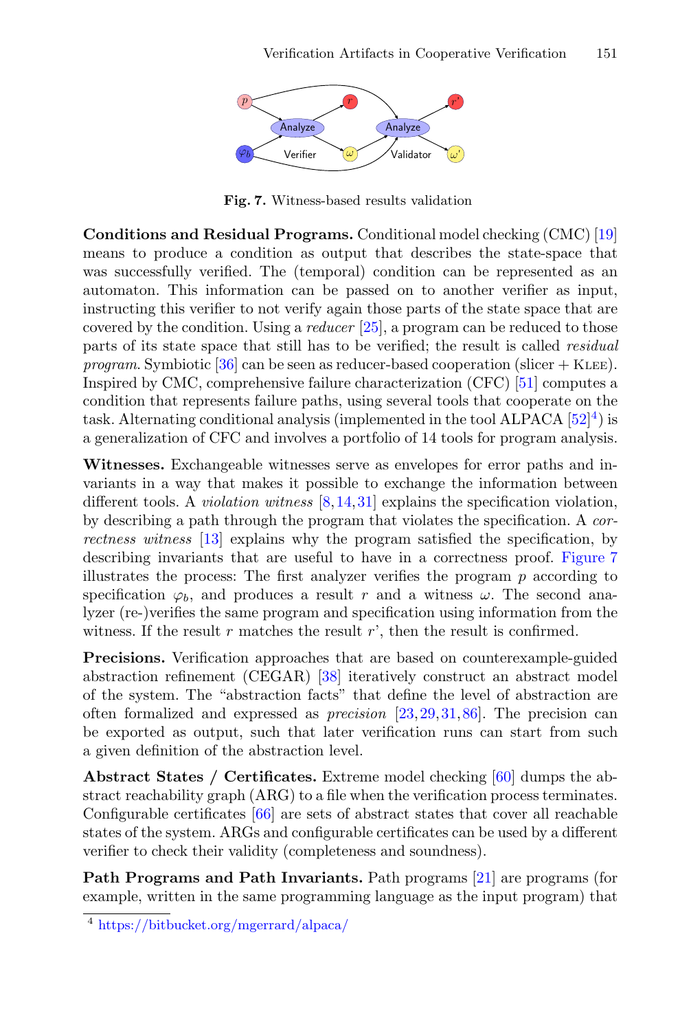Fig. 7. Witness-based results validation

**Conditions and Residual Programs.** Conditional model checking (CMC) [19] means to produce a condition as output that describes the state-space that was successfully verified. The (temporal) condition can be represented as an automaton. This information can be passed on to another verifier as input, instructing this verifier to not verify again those parts of the state space that are covered by the condition. Using a *reducer* [25], a program can be reduced to those parts of its state space that still has to be verified; the result is called *residual program*. Symbiotic [36] can be seen as reducer-based cooperation (slicer + Klee). Inspired by CMC, comprehensive failure characterization (CFC) [51] computes a condition that represents failure paths, using several tools that cooperate on the task. Alternating conditional analysis (implemented in the tool ALPACA [52][4]) is a generalization of CFC and involves a portfolio of 14 tools for program analysis.

**Witnesses.** Exchangeable witnesses serve as envelopes for error paths and invariants in a way that makes it possible to exchange the information between different tools. A *violation witness* [8,14,31] explains the specification violation, by describing a path through the program that violates the specification. A *correctness witness* [13] explains why the program satisfied the specification, by describing invariants that are useful to have in a correctness proof. Figure 7 illustrates the process: The first analyzer verifies the program $p$ according to specification $\varphi_b$, and produces a result $r$ and a witness $\omega$. The second analyzer (re-)verifies the same program and specification using information from the witness. If the result $r$ matches the result $r$', then the result is confirmed.

**Precisions.** Verification approaches that are based on counterexample-guided abstraction refinement (CEGAR) [38] iteratively construct an abstract model of the system. The "abstraction facts" that define the level of abstraction are often formalized and expressed as *precision* [23,29,31,86]. The precision can be exported as output, such that later verification runs can start from such a given definition of the abstraction level.

**Abstract States / Certificates.** Extreme model checking [60] dumps the abstract reachability graph (ARG) to a file when the verification process terminates. Configurable certificates [66] are sets of abstract states that cover all reachable states of the system. ARGs and configurable certificates can be used by a different verifier to check their validity (completeness and soundness).

**Path Programs and Path Invariants.** Path programs [21] are programs (for example, written in the same programming language as the input program) that

[4] https://bitbucket.org/mgerrard/alpaca/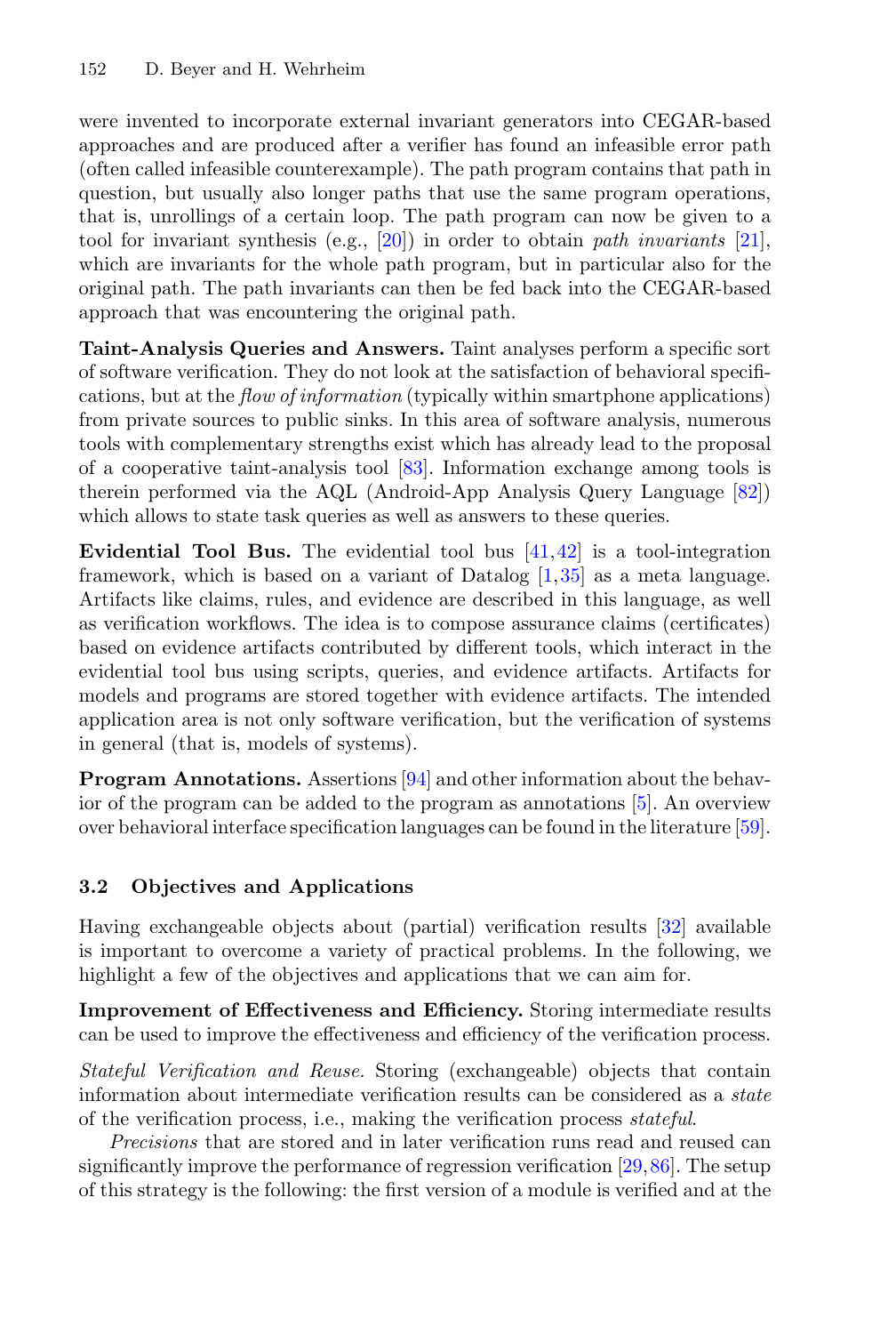were invented to incorporate external invariant generators into CEGAR-based approaches and are produced after a verifier has found an infeasible error path (often called infeasible counterexample). The path program contains that path in question, but usually also longer paths that use the same program operations, that is, unrollings of a certain loop. The path program can now be given to a tool for invariant synthesis (e.g., [20]) in order to obtain *path invariants* [21], which are invariants for the whole path program, but in particular also for the original path. The path invariants can then be fed back into the CEGAR-based approach that was encountering the original path.

**Taint-Analysis Queries and Answers.** Taint analyses perform a specific sort of software verification. They do not look at the satisfaction of behavioral specifications, but at the *flow of information* (typically within smartphone applications) from private sources to public sinks. In this area of software analysis, numerous tools with complementary strengths exist which has already lead to the proposal of a cooperative taint-analysis tool [83]. Information exchange among tools is therein performed via the AQL (Android-App Analysis Query Language [82]) which allows to state task queries as well as answers to these queries.

**Evidential Tool Bus.** The evidential tool bus [41,42] is a tool-integration framework, which is based on a variant of Datalog [1,35] as a meta language. Artifacts like claims, rules, and evidence are described in this language, as well as verification workflows. The idea is to compose assurance claims (certificates) based on evidence artifacts contributed by different tools, which interact in the evidential tool bus using scripts, queries, and evidence artifacts. Artifacts for models and programs are stored together with evidence artifacts. The intended application area is not only software verification, but the verification of systems in general (that is, models of systems).

**Program Annotations.** Assertions [94] and other information about the behavior of the program can be added to the program as annotations [5]. An overview over behavioral interface specification languages can be found in the literature [59].

### 3.2 Objectives and Applications

Having exchangeable objects about (partial) verification results [32] available is important to overcome a variety of practical problems. In the following, we highlight a few of the objectives and applications that we can aim for.

**Improvement of Effectiveness and Efficiency.** Storing intermediate results can be used to improve the effectiveness and efficiency of the verification process.

*Stateful Verification and Reuse.* Storing (exchangeable) objects that contain information about intermediate verification results can be considered as a *state* of the verification process, i.e., making the verification process *stateful*.

*Precisions* that are stored and in later verification runs read and reused can significantly improve the performance of regression verification [29,86]. The setup of this strategy is the following: the first version of a module is verified and at the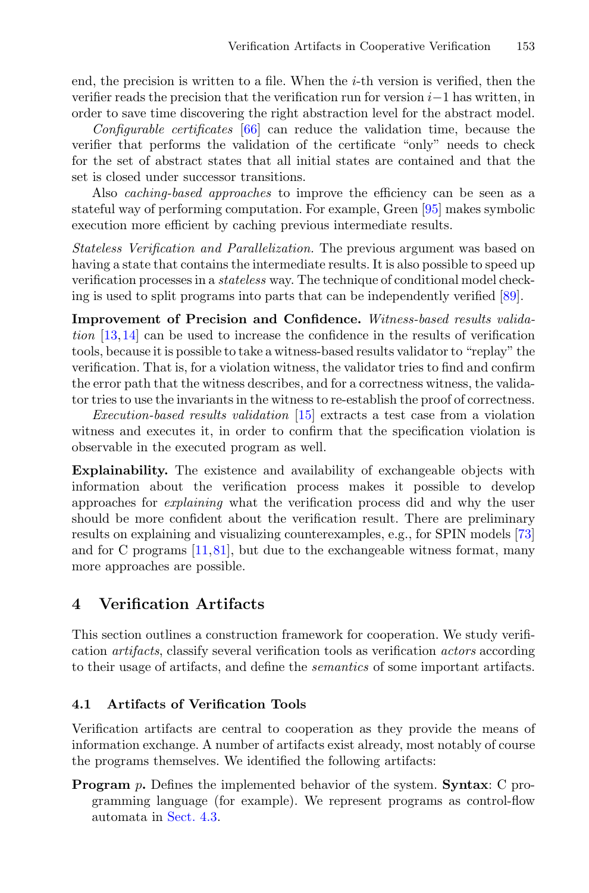end, the precision is written to a file. When the $i$-th version is verified, then the verifier reads the precision that the verification run for version $i-1$ has written, in order to save time discovering the right abstraction level for the abstract model.

*Configurable certificates* [66] can reduce the validation time, because the verifier that performs the validation of the certificate "only" needs to check for the set of abstract states that all initial states are contained and that the set is closed under successor transitions.

Also *caching-based approaches* to improve the efficiency can be seen as a stateful way of performing computation. For example, Green [95] makes symbolic execution more efficient by caching previous intermediate results.

*Stateless Verification and Parallelization.* The previous argument was based on having a state that contains the intermediate results. It is also possible to speed up verification processes in a *stateless* way. The technique of conditional model checking is used to split programs into parts that can be independently verified [89].

**Improvement of Precision and Confidence.** *Witness-based results validation* [13,14] can be used to increase the confidence in the results of verification tools, because it is possible to take a witness-based results validator to "replay" the verification. That is, for a violation witness, the validator tries to find and confirm the error path that the witness describes, and for a correctness witness, the validator tries to use the invariants in the witness to re-establish the proof of correctness.

*Execution-based results validation* [15] extracts a test case from a violation witness and executes it, in order to confirm that the specification violation is observable in the executed program as well.

**Explainability.** The existence and availability of exchangeable objects with information about the verification process makes it possible to develop approaches for *explaining* what the verification process did and why the user should be more confident about the verification result. There are preliminary results on explaining and visualizing counterexamples, e.g., for SPIN models [73] and for C programs [11,81], but due to the exchangeable witness format, many more approaches are possible.

## 4 Verification Artifacts

This section outlines a construction framework for cooperation. We study verification *artifacts*, classify several verification tools as verification *actors* according to their usage of artifacts, and define the *semantics* of some important artifacts.

### 4.1 Artifacts of Verification Tools

Verification artifacts are central to cooperation as they provide the means of information exchange. A number of artifacts exist already, most notably of course the programs themselves. We identified the following artifacts:

**Program $p$.** Defines the implemented behavior of the system. **Syntax**: C programming language (for example). We represent programs as control-flow automata in Sect. 4.3.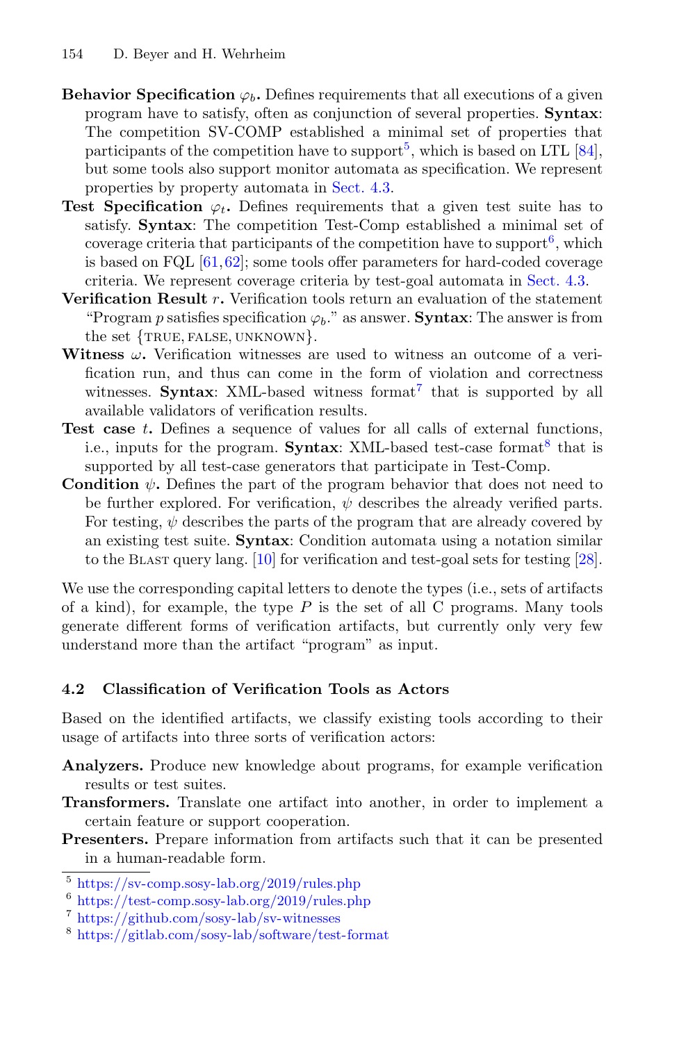**Behavior Specification** $\varphi_b$**.** Defines requirements that all executions of a given program have to satisfy, often as conjunction of several properties. **Syntax**: The competition SV-COMP established a minimal set of properties that participants of the competition have to support[5], which is based on LTL [84], but some tools also support monitor automata as specification. We represent properties by property automata in Sect. 4.3.

**Test Specification** $\varphi_t$**.** Defines requirements that a given test suite has to satisfy. **Syntax**: The competition Test-Comp established a minimal set of coverage criteria that participants of the competition have to support[6], which is based on FQL [61,62]; some tools offer parameters for hard-coded coverage criteria. We represent coverage criteria by test-goal automata in Sect. 4.3.

**Verification Result** $r$**.** Verification tools return an evaluation of the statement "Program $p$ satisfies specification $\varphi_b$." as answer. **Syntax**: The answer is from the set {TRUE, FALSE, UNKNOWN}.

**Witness** $\omega$**.** Verification witnesses are used to witness an outcome of a verification run, and thus can come in the form of violation and correctness witnesses. **Syntax**: XML-based witness format[7] that is supported by all available validators of verification results.

**Test case** $t$**.** Defines a sequence of values for all calls of external functions, i.e., inputs for the program. **Syntax**: XML-based test-case format[8] that is supported by all test-case generators that participate in Test-Comp.

**Condition** $\psi$**.** Defines the part of the program behavior that does not need to be further explored. For verification, $\psi$ describes the already verified parts. For testing, $\psi$ describes the parts of the program that are already covered by an existing test suite. **Syntax**: Condition automata using a notation similar to the BLAST query lang. [10] for verification and test-goal sets for testing [28].

We use the corresponding capital letters to denote the types (i.e., sets of artifacts of a kind), for example, the type $P$ is the set of all C programs. Many tools generate different forms of verification artifacts, but currently only very few understand more than the artifact "program" as input.

### 4.2 Classification of Verification Tools as Actors

Based on the identified artifacts, we classify existing tools according to their usage of artifacts into three sorts of verification actors:

**Analyzers.** Produce new knowledge about programs, for example verification results or test suites.

**Transformers.** Translate one artifact into another, in order to implement a certain feature or support cooperation.

**Presenters.** Prepare information from artifacts such that it can be presented in a human-readable form.

---

[5] https://sv-comp.sosy-lab.org/2019/rules.php

[6] https://test-comp.sosy-lab.org/2019/rules.php

[7] https://github.com/sosy-lab/sv-witnesses

[8] https://gitlab.com/sosy-lab/software/test-format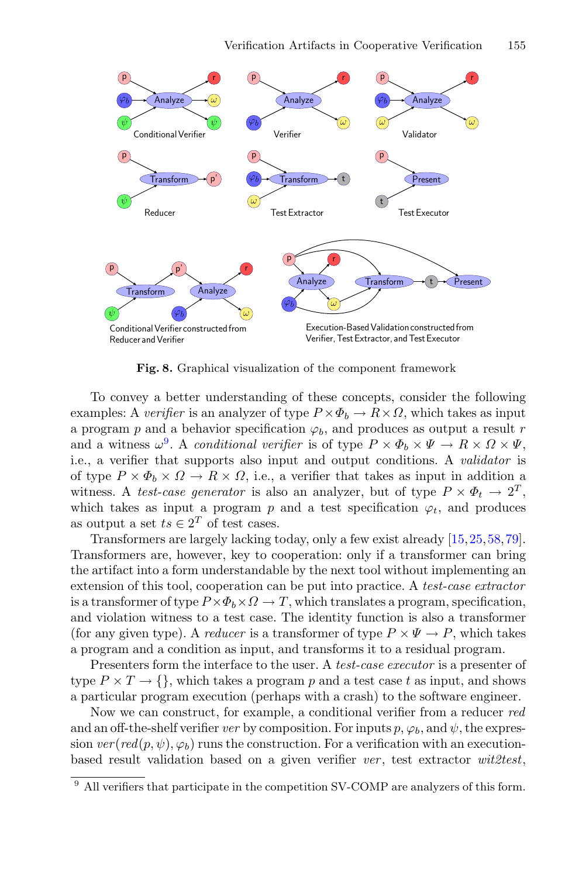**Fig. 8.** Graphical visualization of the component framework

To convey a better understanding of these concepts, consider the following examples: A *verifier* is an analyzer of type $P \times \Phi_b \to R \times \Omega$, which takes as input a program $p$ and a behavior specification $\varphi_b$, and produces as output a result $r$ and a witness $\omega$[9]. A *conditional verifier* is of type $P \times \Phi_b \times \Psi \to R \times \Omega \times \Psi$, i.e., a verifier that supports also input and output conditions. A *validator* is of type $P \times \Phi_b \times \Omega \to R \times \Omega$, i.e., a verifier that takes as input in addition a witness. A *test-case generator* is also an analyzer, but of type $P \times \Phi_t \to 2^T$, which takes as input a program $p$ and a test specification $\varphi_t$, and produces as output a set $ts \in 2^T$ of test cases.

Transformers are largely lacking today, only a few exist already [15,25,58,79]. Transformers are, however, key to cooperation: only if a transformer can bring the artifact into a form understandable by the next tool without implementing an extension of this tool, cooperation can be put into practice. A *test-case extractor* is a transformer of type $P \times \Phi_b \times \Omega \to T$, which translates a program, specification, and violation witness to a test case. The identity function is also a transformer (for any given type). A *reducer* is a transformer of type $P \times \Psi \to P$, which takes a program and a condition as input, and transforms it to a residual program.

Presenters form the interface to the user. A *test-case executor* is a presenter of type $P \times T \to \{\}$, which takes a program $p$ and a test case $t$ as input, and shows a particular program execution (perhaps with a crash) to the software engineer.

Now we can construct, for example, a conditional verifier from a reducer *red* and an off-the-shelf verifier *ver* by composition. For inputs $p$, $\varphi_b$, and $\psi$, the expression $ver(red(p, \psi), \varphi_b)$ runs the construction. For a verification with an execution-based result validation based on a given verifier *ver*, test extractor *wit2test*,

[9] All verifiers that participate in the competition SV-COMP are analyzers of this form.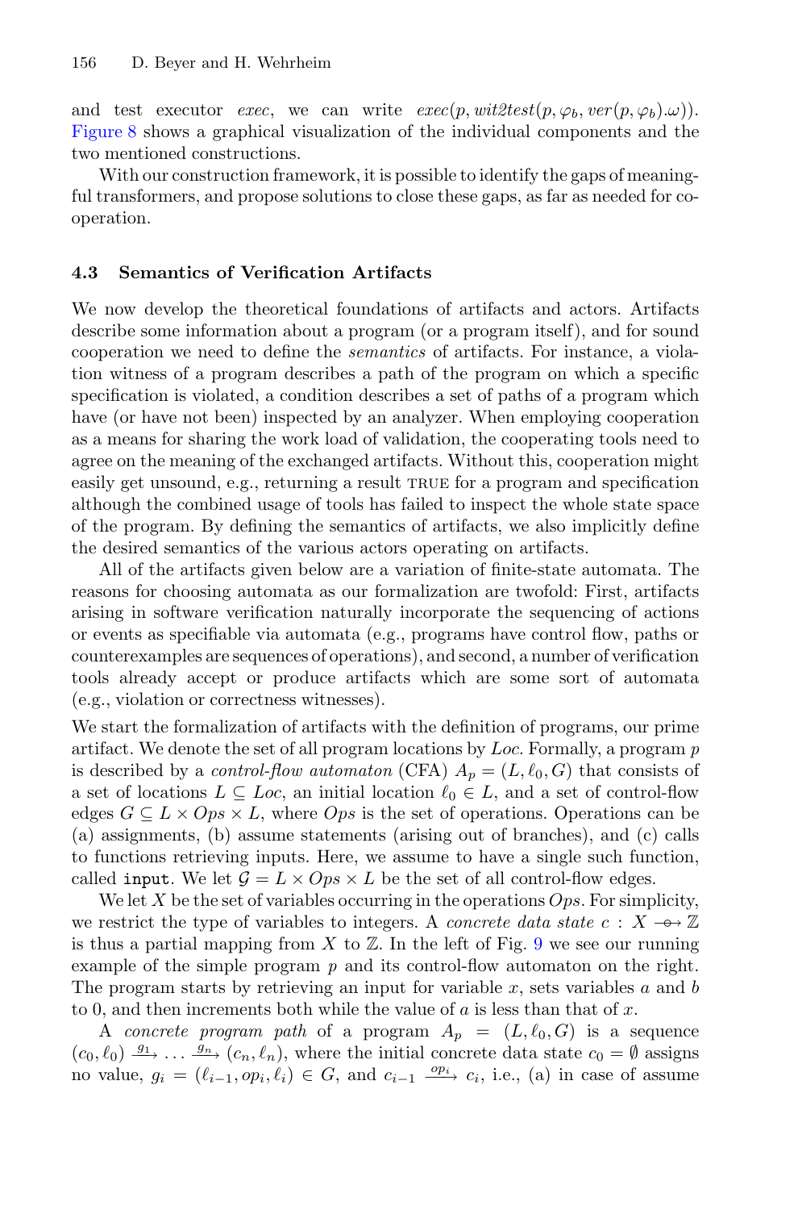and test executor *exec*, we can write $exec(p, wit2test(p, \varphi_b, ver(p, \varphi_b).\omega))$. Figure 8 shows a graphical visualization of the individual components and the two mentioned constructions.

With our construction framework, it is possible to identify the gaps of meaningful transformers, and propose solutions to close these gaps, as far as needed for cooperation.

### 4.3 Semantics of Verification Artifacts

We now develop the theoretical foundations of artifacts and actors. Artifacts describe some information about a program (or a program itself), and for sound cooperation we need to define the *semantics* of artifacts. For instance, a violation witness of a program describes a path of the program on which a specific specification is violated, a condition describes a set of paths of a program which have (or have not been) inspected by an analyzer. When employing cooperation as a means for sharing the work load of validation, the cooperating tools need to agree on the meaning of the exchanged artifacts. Without this, cooperation might easily get unsound, e.g., returning a result TRUE for a program and specification although the combined usage of tools has failed to inspect the whole state space of the program. By defining the semantics of artifacts, we also implicitly define the desired semantics of the various actors operating on artifacts.

All of the artifacts given below are a variation of finite-state automata. The reasons for choosing automata as our formalization are twofold: First, artifacts arising in software verification naturally incorporate the sequencing of actions or events as specifiable via automata (e.g., programs have control flow, paths or counterexamples are sequences of operations), and second, a number of verification tools already accept or produce artifacts which are some sort of automata (e.g., violation or correctness witnesses).

We start the formalization of artifacts with the definition of programs, our prime artifact. We denote the set of all program locations by *Loc*. Formally, a program $p$ is described by a *control-flow automaton* (CFA) $A_p = (L, \ell_0, G)$ that consists of a set of locations $L \subseteq Loc$, an initial location $\ell_0 \in L$, and a set of control-flow edges $G \subseteq L \times Ops \times L$, where $Ops$ is the set of operations. Operations can be (a) assignments, (b) assume statements (arising out of branches), and (c) calls to functions retrieving inputs. Here, we assume to have a single such function, called `input`. We let $\mathcal{G} = L \times Ops \times L$ be the set of all control-flow edges.

We let $X$ be the set of variables occurring in the operations $Ops$. For simplicity, we restrict the type of variables to integers. A *concrete data state* $c : X \rightharpoonup \mathbb{Z}$ is thus a partial mapping from $X$ to $\mathbb{Z}$. In the left of Fig. 9 we see our running example of the simple program $p$ and its control-flow automaton on the right. The program starts by retrieving an input for variable $x$, sets variables $a$ and $b$ to 0, and then increments both while the value of $a$ is less than that of $x$.

A *concrete program path* of a program $A_p = (L, \ell_0, G)$ is a sequence $(c_0, \ell_0) \xrightarrow{g_1} \ldots \xrightarrow{g_n} (c_n, \ell_n)$, where the initial concrete data state $c_0 = \emptyset$ assigns no value, $g_i = (\ell_{i-1}, op_i, \ell_i) \in G$, and $c_{i-1} \xrightarrow{op_i} c_i$, i.e., (a) in case of assume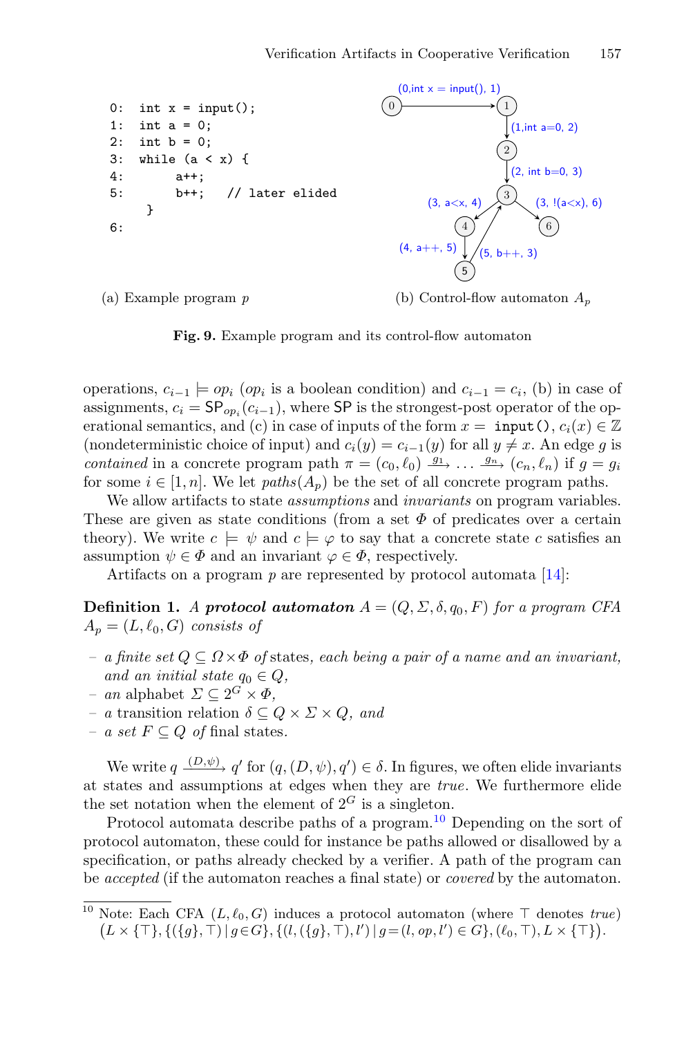```
0:  int x = input();
1:  int a = 0;
2:  int b = 0;
3:  while (a < x) {
4:       a++;
5:       b++;   // later elided
    }
6:
```

(a) Example program $p$

(b) Control-flow automaton $A_p$

**Fig. 9.** Example program and its control-flow automaton

operations, $c_{i-1} \models op_i$ ($op_i$ is a boolean condition) and $c_{i-1} = c_i$, (b) in case of assignments, $c_i = \mathsf{SP}_{op_i}(c_{i-1})$, where $\mathsf{SP}$ is the strongest-post operator of the operational semantics, and (c) in case of inputs of the form $x =$ `input()`, $c_i(x) \in \mathbb{Z}$ (nondeterministic choice of input) and $c_i(y) = c_{i-1}(y)$ for all $y \neq x$. An edge $g$ is *contained* in a concrete program path $\pi = (c_0, \ell_0) \xrightarrow{g_1} \ldots \xrightarrow{g_n} (c_n, \ell_n)$ if $g = g_i$ for some $i \in [1, n]$. We let $paths(A_p)$ be the set of all concrete program paths.

We allow artifacts to state *assumptions* and *invariants* on program variables. These are given as state conditions (from a set $\Phi$ of predicates over a certain theory). We write $c \models \psi$ and $c \models \varphi$ to say that a concrete state $c$ satisfies an assumption $\psi \in \Phi$ and an invariant $\varphi \in \Phi$, respectively.

Artifacts on a program $p$ are represented by protocol automata [14]:

**Definition 1.** *A* ***protocol automaton*** $A = (Q, \Sigma, \delta, q_0, F)$ *for a program CFA* $A_p = (L, \ell_0, G)$ *consists of*

- *a finite set* $Q \subseteq \Omega \times \Phi$ *of* states*, each being a pair of a name and an invariant, and an initial state* $q_0 \in Q$*,*
- *an* alphabet $\Sigma \subseteq 2^G \times \Phi$*,*
- *a* transition relation $\delta \subseteq Q \times \Sigma \times Q$*, and*
- *a set* $F \subseteq Q$ *of* final states*.*

We write $q \xrightarrow{(D,\psi)} q'$ for $(q, (D, \psi), q') \in \delta$. In figures, we often elide invariants at states and assumptions at edges when they are *true*. We furthermore elide the set notation when the element of $2^G$ is a singleton.

Protocol automata describe paths of a program.[10] Depending on the sort of protocol automaton, these could for instance be paths allowed or disallowed by a specification, or paths already checked by a verifier. A path of the program can be *accepted* (if the automaton reaches a final state) or *covered* by the automaton.

[10] Note: Each CFA $(L, \ell_0, G)$ induces a protocol automaton (where $\top$ denotes *true*) $\big(L \times \{\top\}, \{(\{g\}, \top) \mid g \in G\}, \{(l, (\{g\}, \top), l') \mid g = (l, op, l') \in G\}, (\ell_0, \top), L \times \{\top\}\big)$.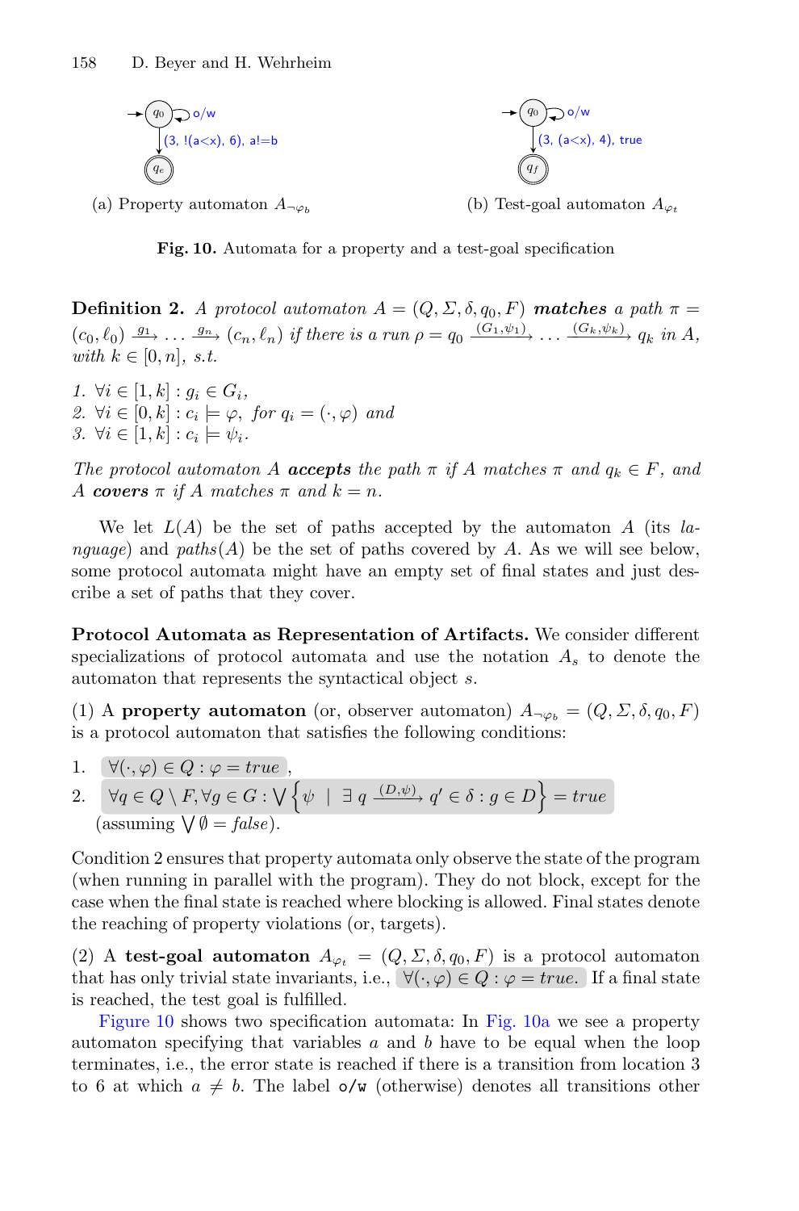(a) Property automaton $A_{\neg\varphi_b}$

(b) Test-goal automaton $A_{\varphi_t}$

**Fig. 10.** Automata for a property and a test-goal specification

**Definition 2.** *A protocol automaton $A = (Q, \Sigma, \delta, q_0, F)$ **matches** a path $\pi = (c_0, \ell_0) \xrightarrow{g_1} \ldots \xrightarrow{g_n} (c_n, \ell_n)$ if there is a run $\rho = q_0 \xrightarrow{(G_1,\psi_1)} \ldots \xrightarrow{(G_k,\psi_k)} q_k$ in $A$, with $k \in [0, n]$, s.t.*

1. $\forall i \in [1, k] : g_i \in G_i$,
2. $\forall i \in [0, k] : c_i \models \varphi$, *for* $q_i = (\cdot, \varphi)$ *and*
3. $\forall i \in [1, k] : c_i \models \psi_i$.

*The protocol automaton $A$ **accepts** the path $\pi$ if $A$ matches $\pi$ and $q_k \in F$, and $A$ **covers** $\pi$ if $A$ matches $\pi$ and $k = n$.*

We let $L(A)$ be the set of paths accepted by the automaton $A$ (its *language*) and *paths*$(A)$ be the set of paths covered by $A$. As we will see below, some protocol automata might have an empty set of final states and just describe a set of paths that they cover.

**Protocol Automata as Representation of Artifacts.** We consider different specializations of protocol automata and use the notation $A_s$ to denote the automaton that represents the syntactical object $s$.

(1) A **property automaton** (or, observer automaton) $A_{\neg\varphi_b} = (Q, \Sigma, \delta, q_0, F)$ is a protocol automaton that satisfies the following conditions:

1. $\forall(\cdot, \varphi) \in Q : \varphi = true$,
2. $\forall q \in Q \setminus F, \forall g \in G : \bigvee \left\{ \psi \;\middle|\; \exists\, q \xrightarrow{(D,\psi)} q' \in \delta : g \in D \right\} = true$ (assuming $\bigvee \emptyset = false$).

Condition 2 ensures that property automata only observe the state of the program (when running in parallel with the program). They do not block, except for the case when the final state is reached where blocking is allowed. Final states denote the reaching of property violations (or, targets).

(2) A **test-goal automaton** $A_{\varphi_t} = (Q, \Sigma, \delta, q_0, F)$ is a protocol automaton that has only trivial state invariants, i.e., $\forall(\cdot, \varphi) \in Q : \varphi = true$. If a final state is reached, the test goal is fulfilled.

Figure 10 shows two specification automata: In Fig. 10a we see a property automaton specifying that variables $a$ and $b$ have to be equal when the loop terminates, i.e., the error state is reached if there is a transition from location 3 to 6 at which $a \neq b$. The label `o/w` (otherwise) denotes all transitions other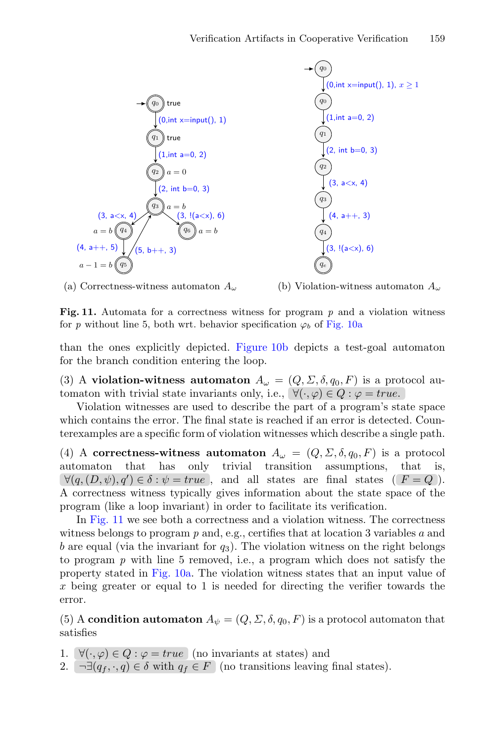(a) Correctness-witness automaton $A_\omega$

(b) Violation-witness automaton $A_\omega$

**Fig. 11.** Automata for a correctness witness for program $p$ and a violation witness for $p$ without line 5, both wrt. behavior specification $\varphi_b$ of Fig. 10a

than the ones explicitly depicted. Figure 10b depicts a test-goal automaton for the branch condition entering the loop.

(3) A **violation-witness automaton** $A_\omega = (Q, \Sigma, \delta, q_0, F)$ is a protocol automaton with trivial state invariants only, i.e., $\forall(\cdot, \varphi) \in Q : \varphi = true$.

Violation witnesses are used to describe the part of a program's state space which contains the error. The final state is reached if an error is detected. Counterexamples are a specific form of violation witnesses which describe a single path.

(4) A **correctness-witness automaton** $A_\omega = (Q, \Sigma, \delta, q_0, F)$ is a protocol automaton that has only trivial transition assumptions, that is, $\forall(q, (D, \psi), q') \in \delta : \psi = true$, and all states are final states ($F = Q$). A correctness witness typically gives information about the state space of the program (like a loop invariant) in order to facilitate its verification.

In Fig. 11 we see both a correctness and a violation witness. The correctness witness belongs to program $p$ and, e.g., certifies that at location 3 variables $a$ and $b$ are equal (via the invariant for $q_3$). The violation witness on the right belongs to program $p$ with line 5 removed, i.e., a program which does not satisfy the property stated in Fig. 10a. The violation witness states that an input value of $x$ being greater or equal to 1 is needed for directing the verifier towards the error.

(5) A **condition automaton** $A_\psi = (Q, \Sigma, \delta, q_0, F)$ is a protocol automaton that satisfies

1. $\forall(\cdot, \varphi) \in Q : \varphi = true$ (no invariants at states) and
2. $\neg\exists(q_f, \cdot, q) \in \delta$ with $q_f \in F$ (no transitions leaving final states).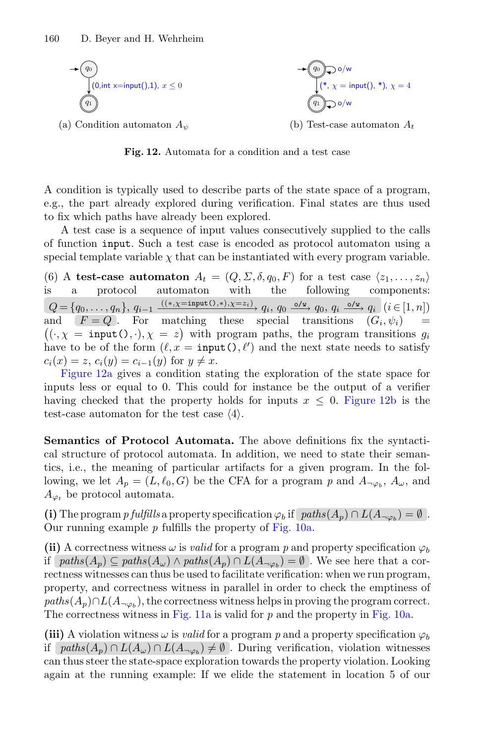(a) Condition automaton $A_\psi$

(b) Test-case automaton $A_t$

**Fig. 12.** Automata for a condition and a test case

A condition is typically used to describe parts of the state space of a program, e.g., the part already explored during verification. Final states are thus used to fix which paths have already been explored.

A test case is a sequence of input values consecutively supplied to the calls of function `input`. Such a test case is encoded as protocol automaton using a special template variable $\chi$ that can be instantiated with every program variable.

(6) A **test-case automaton** $A_t = (Q, \Sigma, \delta, q_0, F)$ for a test case $\langle z_1, \ldots, z_n \rangle$ is a protocol automaton with the following components: $Q = \{q_0, \ldots, q_n\}$, $q_{i-1} \xrightarrow{((*,\chi=\texttt{input()},*),\chi=z_i)} q_i$, $q_0 \xrightarrow{\texttt{o/w}} q_0$, $q_i \xrightarrow{\texttt{o/w}} q_i$ $(i \in [1, n])$ and $F = Q$. For matching these special transitions $(G_i, \psi_i) = ((\cdot, \chi = \texttt{input()}, \cdot), \chi = z)$ with program paths, the program transitions $g_i$ have to be of the form $(\ell, x = \texttt{input()}, \ell')$ and the next state needs to satisfy $c_i(x) = z$, $c_i(y) = c_{i-1}(y)$ for $y \neq x$.

Figure 12a gives a condition stating the exploration of the state space for inputs less or equal to 0. This could for instance be the output of a verifier having checked that the property holds for inputs $x \leq 0$. Figure 12b is the test-case automaton for the test case $\langle 4 \rangle$.

**Semantics of Protocol Automata.** The above definitions fix the syntactical structure of protocol automata. In addition, we need to state their semantics, i.e., the meaning of particular artifacts for a given program. In the following, we let $A_p = (L, \ell_0, G)$ be the CFA for a program $p$ and $A_{\neg\varphi_b}$, $A_\omega$, and $A_{\varphi_t}$ be protocol automata.

**(i)** The program $p$ *fulfills* a property specification $\varphi_b$ if $\mathit{paths}(A_p) \cap L(A_{\neg\varphi_b}) = \emptyset$. Our running example $p$ fulfills the property of Fig. 10a.

**(ii)** A correctness witness $\omega$ is *valid* for a program $p$ and property specification $\varphi_b$ if $\mathit{paths}(A_p) \subseteq \mathit{paths}(A_\omega) \wedge \mathit{paths}(A_p) \cap L(A_{\neg\varphi_b}) = \emptyset$. We see here that a correctness witnesses can thus be used to facilitate verification: when we run program, property, and correctness witness in parallel in order to check the emptiness of $\mathit{paths}(A_p) \cap L(A_{\neg\varphi_b})$, the correctness witness helps in proving the program correct. The correctness witness in Fig. 11a is valid for $p$ and the property in Fig. 10a.

**(iii)** A violation witness $\omega$ is *valid* for a program $p$ and a property specification $\varphi_b$ if $\mathit{paths}(A_p) \cap L(A_\omega) \cap L(A_{\neg\varphi_b}) \neq \emptyset$. During verification, violation witnesses can thus steer the state-space exploration towards the property violation. Looking again at the running example: If we elide the statement in location 5 of our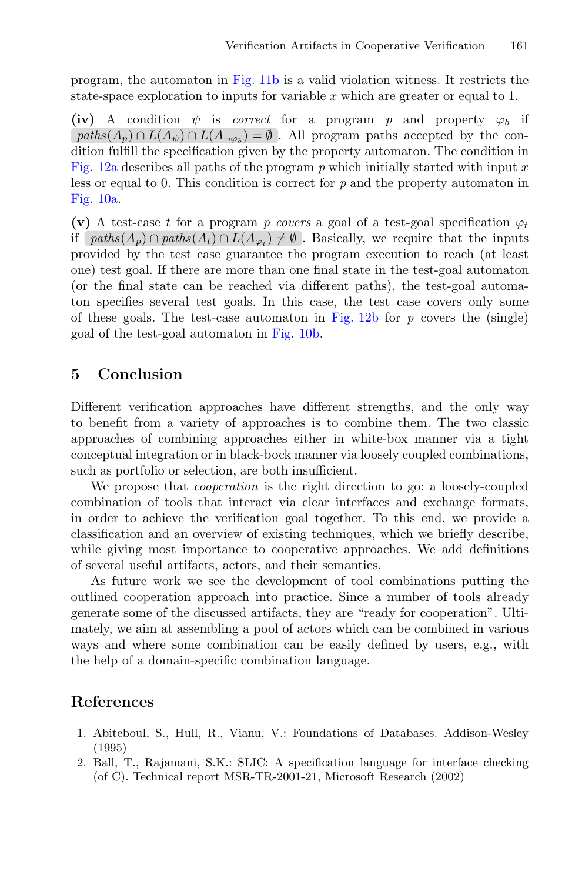program, the automaton in Fig. 11b is a valid violation witness. It restricts the state-space exploration to inputs for variable $x$ which are greater or equal to 1.

**(iv)** A condition $\psi$ is *correct* for a program $p$ and property $\varphi_b$ if $paths(A_p) \cap L(A_\psi) \cap L(A_{\neg\varphi_b}) = \emptyset$. All program paths accepted by the condition fulfill the specification given by the property automaton. The condition in Fig. 12a describes all paths of the program $p$ which initially started with input $x$ less or equal to 0. This condition is correct for $p$ and the property automaton in Fig. 10a.

**(v)** A test-case $t$ for a program $p$ *covers* a goal of a test-goal specification $\varphi_t$ if $paths(A_p) \cap paths(A_t) \cap L(A_{\varphi_t}) \neq \emptyset$. Basically, we require that the inputs provided by the test case guarantee the program execution to reach (at least one) test goal. If there are more than one final state in the test-goal automaton (or the final state can be reached via different paths), the test-goal automaton specifies several test goals. In this case, the test case covers only some of these goals. The test-case automaton in Fig. 12b for $p$ covers the (single) goal of the test-goal automaton in Fig. 10b.

## 5 Conclusion

Different verification approaches have different strengths, and the only way to benefit from a variety of approaches is to combine them. The two classic approaches of combining approaches either in white-box manner via a tight conceptual integration or in black-bock manner via loosely coupled combinations, such as portfolio or selection, are both insufficient.

We propose that *cooperation* is the right direction to go: a loosely-coupled combination of tools that interact via clear interfaces and exchange formats, in order to achieve the verification goal together. To this end, we provide a classification and an overview of existing techniques, which we briefly describe, while giving most importance to cooperative approaches. We add definitions of several useful artifacts, actors, and their semantics.

As future work we see the development of tool combinations putting the outlined cooperation approach into practice. Since a number of tools already generate some of the discussed artifacts, they are "ready for cooperation". Ultimately, we aim at assembling a pool of actors which can be combined in various ways and where some combination can be easily defined by users, e.g., with the help of a domain-specific combination language.

## References

1. Abiteboul, S., Hull, R., Vianu, V.: Foundations of Databases. Addison-Wesley (1995)
2. Ball, T., Rajamani, S.K.: SLIC: A specification language for interface checking (of C). Technical report MSR-TR-2001-21, Microsoft Research (2002)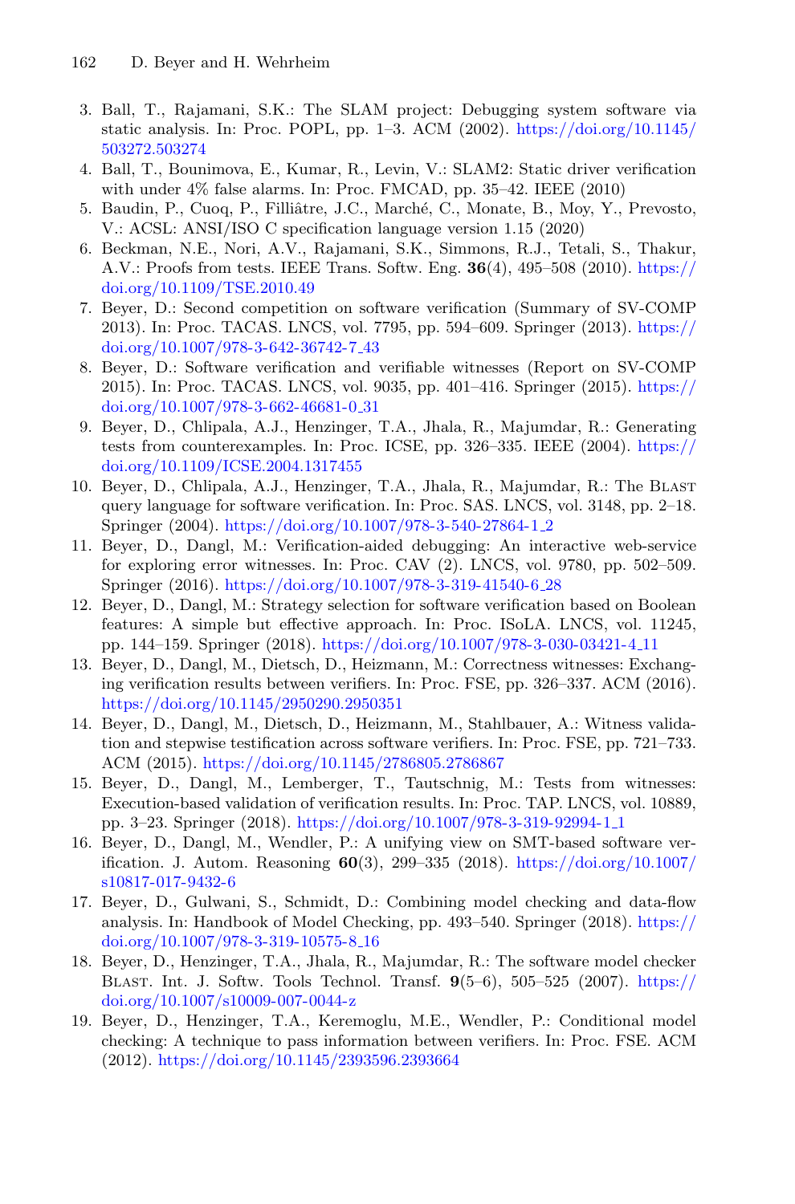3. Ball, T., Rajamani, S.K.: The SLAM project: Debugging system software via static analysis. In: Proc. POPL, pp. 1–3. ACM (2002). https://doi.org/10.1145/503272.503274
4. Ball, T., Bounimova, E., Kumar, R., Levin, V.: SLAM2: Static driver verification with under 4% false alarms. In: Proc. FMCAD, pp. 35–42. IEEE (2010)
5. Baudin, P., Cuoq, P., Filliâtre, J.C., Marché, C., Monate, B., Moy, Y., Prevosto, V.: ACSL: ANSI/ISO C specification language version 1.15 (2020)
6. Beckman, N.E., Nori, A.V., Rajamani, S.K., Simmons, R.J., Tetali, S., Thakur, A.V.: Proofs from tests. IEEE Trans. Softw. Eng. **36**(4), 495–508 (2010). https://doi.org/10.1109/TSE.2010.49
7. Beyer, D.: Second competition on software verification (Summary of SV-COMP 2013). In: Proc. TACAS. LNCS, vol. 7795, pp. 594–609. Springer (2013). https://doi.org/10.1007/978-3-642-36742-7_43
8. Beyer, D.: Software verification and verifiable witnesses (Report on SV-COMP 2015). In: Proc. TACAS. LNCS, vol. 9035, pp. 401–416. Springer (2015). https://doi.org/10.1007/978-3-662-46681-0_31
9. Beyer, D., Chlipala, A.J., Henzinger, T.A., Jhala, R., Majumdar, R.: Generating tests from counterexamples. In: Proc. ICSE, pp. 326–335. IEEE (2004). https://doi.org/10.1109/ICSE.2004.1317455
10. Beyer, D., Chlipala, A.J., Henzinger, T.A., Jhala, R., Majumdar, R.: The Blast query language for software verification. In: Proc. SAS. LNCS, vol. 3148, pp. 2–18. Springer (2004). https://doi.org/10.1007/978-3-540-27864-1_2
11. Beyer, D., Dangl, M.: Verification-aided debugging: An interactive web-service for exploring error witnesses. In: Proc. CAV (2). LNCS, vol. 9780, pp. 502–509. Springer (2016). https://doi.org/10.1007/978-3-319-41540-6_28
12. Beyer, D., Dangl, M.: Strategy selection for software verification based on Boolean features: A simple but effective approach. In: Proc. ISoLA. LNCS, vol. 11245, pp. 144–159. Springer (2018). https://doi.org/10.1007/978-3-030-03421-4_11
13. Beyer, D., Dangl, M., Dietsch, D., Heizmann, M.: Correctness witnesses: Exchanging verification results between verifiers. In: Proc. FSE, pp. 326–337. ACM (2016). https://doi.org/10.1145/2950290.2950351
14. Beyer, D., Dangl, M., Dietsch, D., Heizmann, M., Stahlbauer, A.: Witness validation and stepwise testification across software verifiers. In: Proc. FSE, pp. 721–733. ACM (2015). https://doi.org/10.1145/2786805.2786867
15. Beyer, D., Dangl, M., Lemberger, T., Tautschnig, M.: Tests from witnesses: Execution-based validation of verification results. In: Proc. TAP. LNCS, vol. 10889, pp. 3–23. Springer (2018). https://doi.org/10.1007/978-3-319-92994-1_1
16. Beyer, D., Dangl, M., Wendler, P.: A unifying view on SMT-based software verification. J. Autom. Reasoning **60**(3), 299–335 (2018). https://doi.org/10.1007/s10817-017-9432-6
17. Beyer, D., Gulwani, S., Schmidt, D.: Combining model checking and data-flow analysis. In: Handbook of Model Checking, pp. 493–540. Springer (2018). https://doi.org/10.1007/978-3-319-10575-8_16
18. Beyer, D., Henzinger, T.A., Jhala, R., Majumdar, R.: The software model checker Blast. Int. J. Softw. Tools Technol. Transf. **9**(5–6), 505–525 (2007). https://doi.org/10.1007/s10009-007-0044-z
19. Beyer, D., Henzinger, T.A., Keremoglu, M.E., Wendler, P.: Conditional model checking: A technique to pass information between verifiers. In: Proc. FSE. ACM (2012). https://doi.org/10.1145/2393596.2393664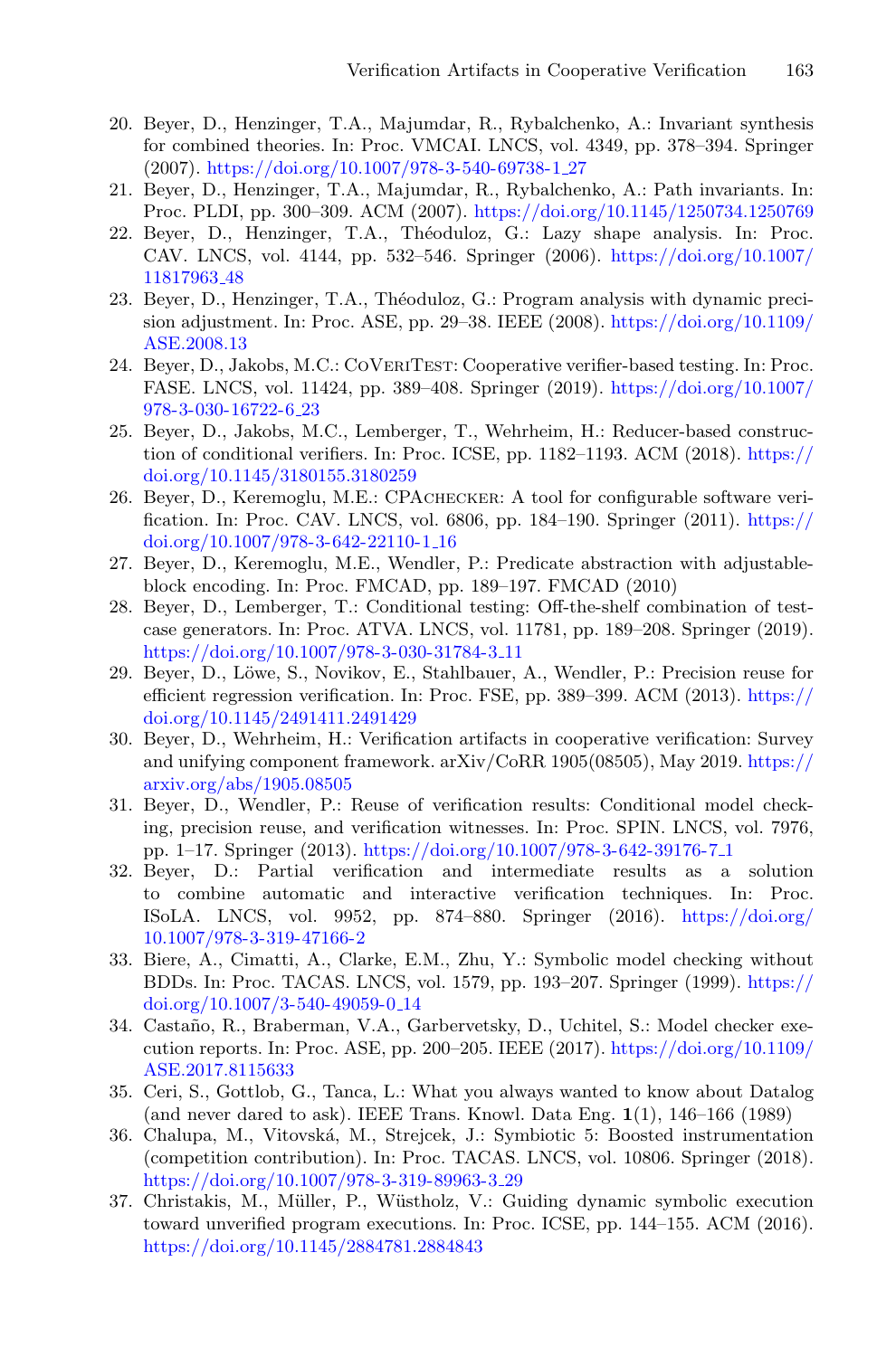20. Beyer, D., Henzinger, T.A., Majumdar, R., Rybalchenko, A.: Invariant synthesis for combined theories. In: Proc. VMCAI. LNCS, vol. 4349, pp. 378–394. Springer (2007). https://doi.org/10.1007/978-3-540-69738-1_27
21. Beyer, D., Henzinger, T.A., Majumdar, R., Rybalchenko, A.: Path invariants. In: Proc. PLDI, pp. 300–309. ACM (2007). https://doi.org/10.1145/1250734.1250769
22. Beyer, D., Henzinger, T.A., Théoduloz, G.: Lazy shape analysis. In: Proc. CAV. LNCS, vol. 4144, pp. 532–546. Springer (2006). https://doi.org/10.1007/11817963_48
23. Beyer, D., Henzinger, T.A., Théoduloz, G.: Program analysis with dynamic precision adjustment. In: Proc. ASE, pp. 29–38. IEEE (2008). https://doi.org/10.1109/ASE.2008.13
24. Beyer, D., Jakobs, M.C.: CoVeriTest: Cooperative verifier-based testing. In: Proc. FASE. LNCS, vol. 11424, pp. 389–408. Springer (2019). https://doi.org/10.1007/978-3-030-16722-6_23
25. Beyer, D., Jakobs, M.C., Lemberger, T., Wehrheim, H.: Reducer-based construction of conditional verifiers. In: Proc. ICSE, pp. 1182–1193. ACM (2018). https://doi.org/10.1145/3180155.3180259
26. Beyer, D., Keremoglu, M.E.: CPAchecker: A tool for configurable software verification. In: Proc. CAV. LNCS, vol. 6806, pp. 184–190. Springer (2011). https://doi.org/10.1007/978-3-642-22110-1_16
27. Beyer, D., Keremoglu, M.E., Wendler, P.: Predicate abstraction with adjustable-block encoding. In: Proc. FMCAD, pp. 189–197. FMCAD (2010)
28. Beyer, D., Lemberger, T.: Conditional testing: Off-the-shelf combination of test-case generators. In: Proc. ATVA. LNCS, vol. 11781, pp. 189–208. Springer (2019). https://doi.org/10.1007/978-3-030-31784-3_11
29. Beyer, D., Löwe, S., Novikov, E., Stahlbauer, A., Wendler, P.: Precision reuse for efficient regression verification. In: Proc. FSE, pp. 389–399. ACM (2013). https://doi.org/10.1145/2491411.2491429
30. Beyer, D., Wehrheim, H.: Verification artifacts in cooperative verification: Survey and unifying component framework. arXiv/CoRR 1905(08505), May 2019. https://arxiv.org/abs/1905.08505
31. Beyer, D., Wendler, P.: Reuse of verification results: Conditional model checking, precision reuse, and verification witnesses. In: Proc. SPIN. LNCS, vol. 7976, pp. 1–17. Springer (2013). https://doi.org/10.1007/978-3-642-39176-7_1
32. Beyer, D.: Partial verification and intermediate results as a solution to combine automatic and interactive verification techniques. In: Proc. ISoLA. LNCS, vol. 9952, pp. 874–880. Springer (2016). https://doi.org/10.1007/978-3-319-47166-2
33. Biere, A., Cimatti, A., Clarke, E.M., Zhu, Y.: Symbolic model checking without BDDs. In: Proc. TACAS. LNCS, vol. 1579, pp. 193–207. Springer (1999). https://doi.org/10.1007/3-540-49059-0_14
34. Castaño, R., Braberman, V.A., Garbervetsky, D., Uchitel, S.: Model checker execution reports. In: Proc. ASE, pp. 200–205. IEEE (2017). https://doi.org/10.1109/ASE.2017.8115633
35. Ceri, S., Gottlob, G., Tanca, L.: What you always wanted to know about Datalog (and never dared to ask). IEEE Trans. Knowl. Data Eng. **1**(1), 146–166 (1989)
36. Chalupa, M., Vitovská, M., Strejcek, J.: Symbiotic 5: Boosted instrumentation (competition contribution). In: Proc. TACAS. LNCS, vol. 10806. Springer (2018). https://doi.org/10.1007/978-3-319-89963-3_29
37. Christakis, M., Müller, P., Wüstholz, V.: Guiding dynamic symbolic execution toward unverified program executions. In: Proc. ICSE, pp. 144–155. ACM (2016). https://doi.org/10.1145/2884781.2884843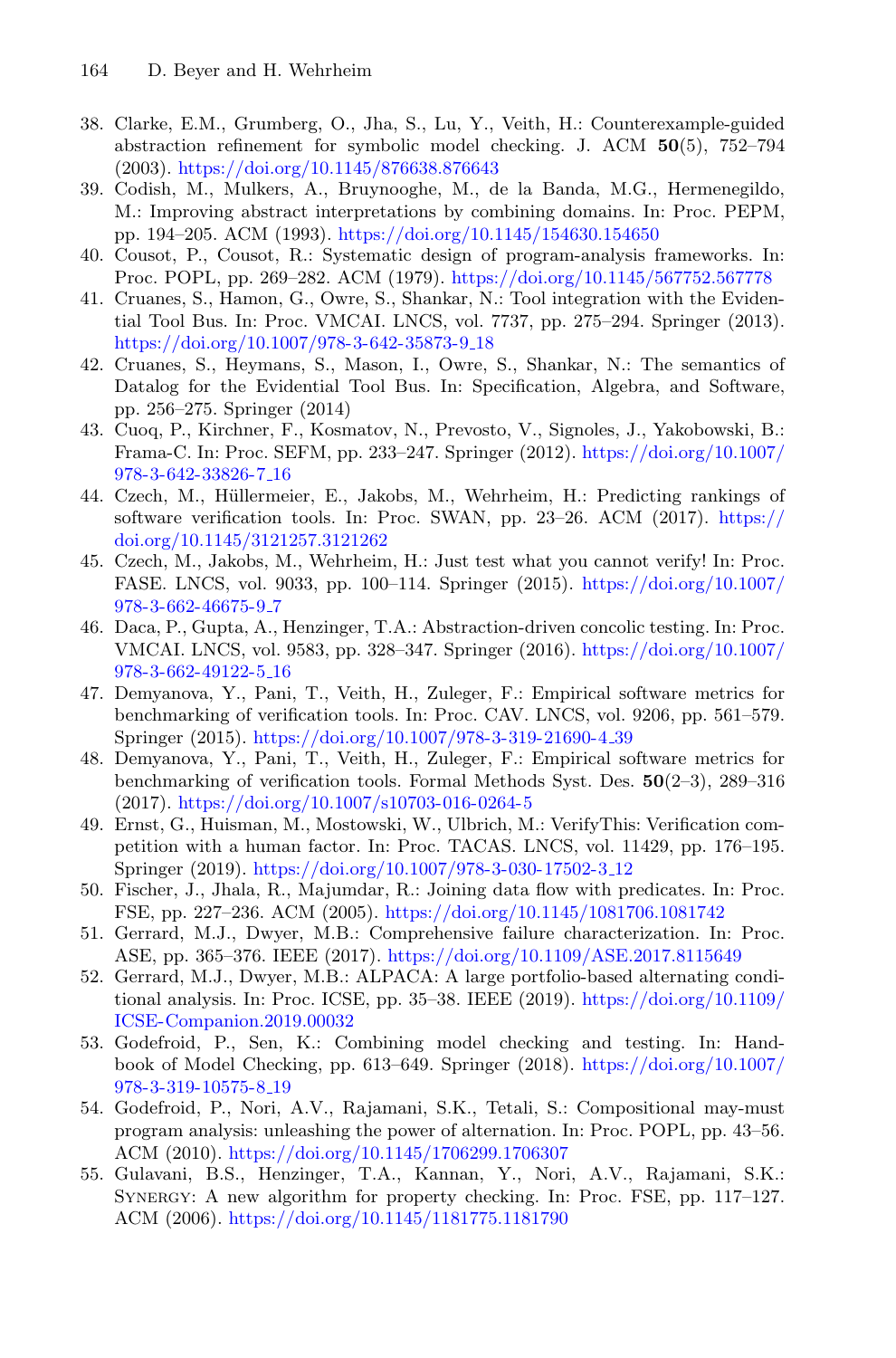38. Clarke, E.M., Grumberg, O., Jha, S., Lu, Y., Veith, H.: Counterexample-guided abstraction refinement for symbolic model checking. J. ACM **50**(5), 752–794 (2003). https://doi.org/10.1145/876638.876643
39. Codish, M., Mulkers, A., Bruynooghe, M., de la Banda, M.G., Hermenegildo, M.: Improving abstract interpretations by combining domains. In: Proc. PEPM, pp. 194–205. ACM (1993). https://doi.org/10.1145/154630.154650
40. Cousot, P., Cousot, R.: Systematic design of program-analysis frameworks. In: Proc. POPL, pp. 269–282. ACM (1979). https://doi.org/10.1145/567752.567778
41. Cruanes, S., Hamon, G., Owre, S., Shankar, N.: Tool integration with the Evidential Tool Bus. In: Proc. VMCAI. LNCS, vol. 7737, pp. 275–294. Springer (2013). https://doi.org/10.1007/978-3-642-35873-9_18
42. Cruanes, S., Heymans, S., Mason, I., Owre, S., Shankar, N.: The semantics of Datalog for the Evidential Tool Bus. In: Specification, Algebra, and Software, pp. 256–275. Springer (2014)
43. Cuoq, P., Kirchner, F., Kosmatov, N., Prevosto, V., Signoles, J., Yakobowski, B.: Frama-C. In: Proc. SEFM, pp. 233–247. Springer (2012). https://doi.org/10.1007/978-3-642-33826-7_16
44. Czech, M., Hüllermeier, E., Jakobs, M., Wehrheim, H.: Predicting rankings of software verification tools. In: Proc. SWAN, pp. 23–26. ACM (2017). https://doi.org/10.1145/3121257.3121262
45. Czech, M., Jakobs, M., Wehrheim, H.: Just test what you cannot verify! In: Proc. FASE. LNCS, vol. 9033, pp. 100–114. Springer (2015). https://doi.org/10.1007/978-3-662-46675-9_7
46. Daca, P., Gupta, A., Henzinger, T.A.: Abstraction-driven concolic testing. In: Proc. VMCAI. LNCS, vol. 9583, pp. 328–347. Springer (2016). https://doi.org/10.1007/978-3-662-49122-5_16
47. Demyanova, Y., Pani, T., Veith, H., Zuleger, F.: Empirical software metrics for benchmarking of verification tools. In: Proc. CAV. LNCS, vol. 9206, pp. 561–579. Springer (2015). https://doi.org/10.1007/978-3-319-21690-4_39
48. Demyanova, Y., Pani, T., Veith, H., Zuleger, F.: Empirical software metrics for benchmarking of verification tools. Formal Methods Syst. Des. **50**(2–3), 289–316 (2017). https://doi.org/10.1007/s10703-016-0264-5
49. Ernst, G., Huisman, M., Mostowski, W., Ulbrich, M.: VerifyThis: Verification competition with a human factor. In: Proc. TACAS. LNCS, vol. 11429, pp. 176–195. Springer (2019). https://doi.org/10.1007/978-3-030-17502-3_12
50. Fischer, J., Jhala, R., Majumdar, R.: Joining data flow with predicates. In: Proc. FSE, pp. 227–236. ACM (2005). https://doi.org/10.1145/1081706.1081742
51. Gerrard, M.J., Dwyer, M.B.: Comprehensive failure characterization. In: Proc. ASE, pp. 365–376. IEEE (2017). https://doi.org/10.1109/ASE.2017.8115649
52. Gerrard, M.J., Dwyer, M.B.: ALPACA: A large portfolio-based alternating conditional analysis. In: Proc. ICSE, pp. 35–38. IEEE (2019). https://doi.org/10.1109/ICSE-Companion.2019.00032
53. Godefroid, P., Sen, K.: Combining model checking and testing. In: Handbook of Model Checking, pp. 613–649. Springer (2018). https://doi.org/10.1007/978-3-319-10575-8_19
54. Godefroid, P., Nori, A.V., Rajamani, S.K., Tetali, S.: Compositional may-must program analysis: unleashing the power of alternation. In: Proc. POPL, pp. 43–56. ACM (2010). https://doi.org/10.1145/1706299.1706307
55. Gulavani, B.S., Henzinger, T.A., Kannan, Y., Nori, A.V., Rajamani, S.K.: Synergy: A new algorithm for property checking. In: Proc. FSE, pp. 117–127. ACM (2006). https://doi.org/10.1145/1181775.1181790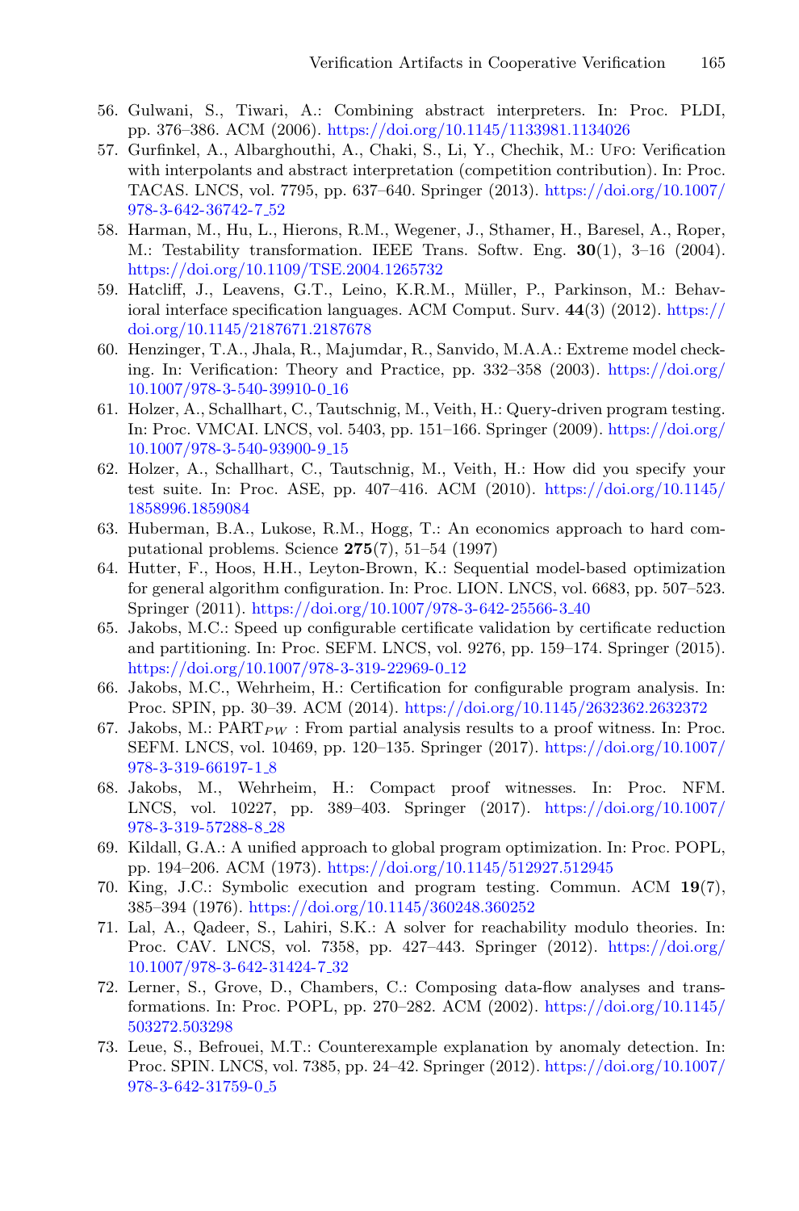56. Gulwani, S., Tiwari, A.: Combining abstract interpreters. In: Proc. PLDI, pp. 376–386. ACM (2006). https://doi.org/10.1145/1133981.1134026
57. Gurfinkel, A., Albarghouthi, A., Chaki, S., Li, Y., Chechik, M.: Ufo: Verification with interpolants and abstract interpretation (competition contribution). In: Proc. TACAS. LNCS, vol. 7795, pp. 637–640. Springer (2013). https://doi.org/10.1007/978-3-642-36742-7_52
58. Harman, M., Hu, L., Hierons, R.M., Wegener, J., Sthamer, H., Baresel, A., Roper, M.: Testability transformation. IEEE Trans. Softw. Eng. **30**(1), 3–16 (2004). https://doi.org/10.1109/TSE.2004.1265732
59. Hatcliff, J., Leavens, G.T., Leino, K.R.M., Müller, P., Parkinson, M.: Behavioral interface specification languages. ACM Comput. Surv. **44**(3) (2012). https://doi.org/10.1145/2187671.2187678
60. Henzinger, T.A., Jhala, R., Majumdar, R., Sanvido, M.A.A.: Extreme model checking. In: Verification: Theory and Practice, pp. 332–358 (2003). https://doi.org/10.1007/978-3-540-39910-0_16
61. Holzer, A., Schallhart, C., Tautschnig, M., Veith, H.: Query-driven program testing. In: Proc. VMCAI. LNCS, vol. 5403, pp. 151–166. Springer (2009). https://doi.org/10.1007/978-3-540-93900-9_15
62. Holzer, A., Schallhart, C., Tautschnig, M., Veith, H.: How did you specify your test suite. In: Proc. ASE, pp. 407–416. ACM (2010). https://doi.org/10.1145/1858996.1859084
63. Huberman, B.A., Lukose, R.M., Hogg, T.: An economics approach to hard computational problems. Science **275**(7), 51–54 (1997)
64. Hutter, F., Hoos, H.H., Leyton-Brown, K.: Sequential model-based optimization for general algorithm configuration. In: Proc. LION. LNCS, vol. 6683, pp. 507–523. Springer (2011). https://doi.org/10.1007/978-3-642-25566-3_40
65. Jakobs, M.C.: Speed up configurable certificate validation by certificate reduction and partitioning. In: Proc. SEFM. LNCS, vol. 9276, pp. 159–174. Springer (2015). https://doi.org/10.1007/978-3-319-22969-0_12
66. Jakobs, M.C., Wehrheim, H.: Certification for configurable program analysis. In: Proc. SPIN, pp. 30–39. ACM (2014). https://doi.org/10.1145/2632362.2632372
67. Jakobs, M.: $\text{PART}_{PW}$ : From partial analysis results to a proof witness. In: Proc. SEFM. LNCS, vol. 10469, pp. 120–135. Springer (2017). https://doi.org/10.1007/978-3-319-66197-1_8
68. Jakobs, M., Wehrheim, H.: Compact proof witnesses. In: Proc. NFM. LNCS, vol. 10227, pp. 389–403. Springer (2017). https://doi.org/10.1007/978-3-319-57288-8_28
69. Kildall, G.A.: A unified approach to global program optimization. In: Proc. POPL, pp. 194–206. ACM (1973). https://doi.org/10.1145/512927.512945
70. King, J.C.: Symbolic execution and program testing. Commun. ACM **19**(7), 385–394 (1976). https://doi.org/10.1145/360248.360252
71. Lal, A., Qadeer, S., Lahiri, S.K.: A solver for reachability modulo theories. In: Proc. CAV. LNCS, vol. 7358, pp. 427–443. Springer (2012). https://doi.org/10.1007/978-3-642-31424-7_32
72. Lerner, S., Grove, D., Chambers, C.: Composing data-flow analyses and transformations. In: Proc. POPL, pp. 270–282. ACM (2002). https://doi.org/10.1145/503272.503298
73. Leue, S., Befrouei, M.T.: Counterexample explanation by anomaly detection. In: Proc. SPIN. LNCS, vol. 7385, pp. 24–42. Springer (2012). https://doi.org/10.1007/978-3-642-31759-0_5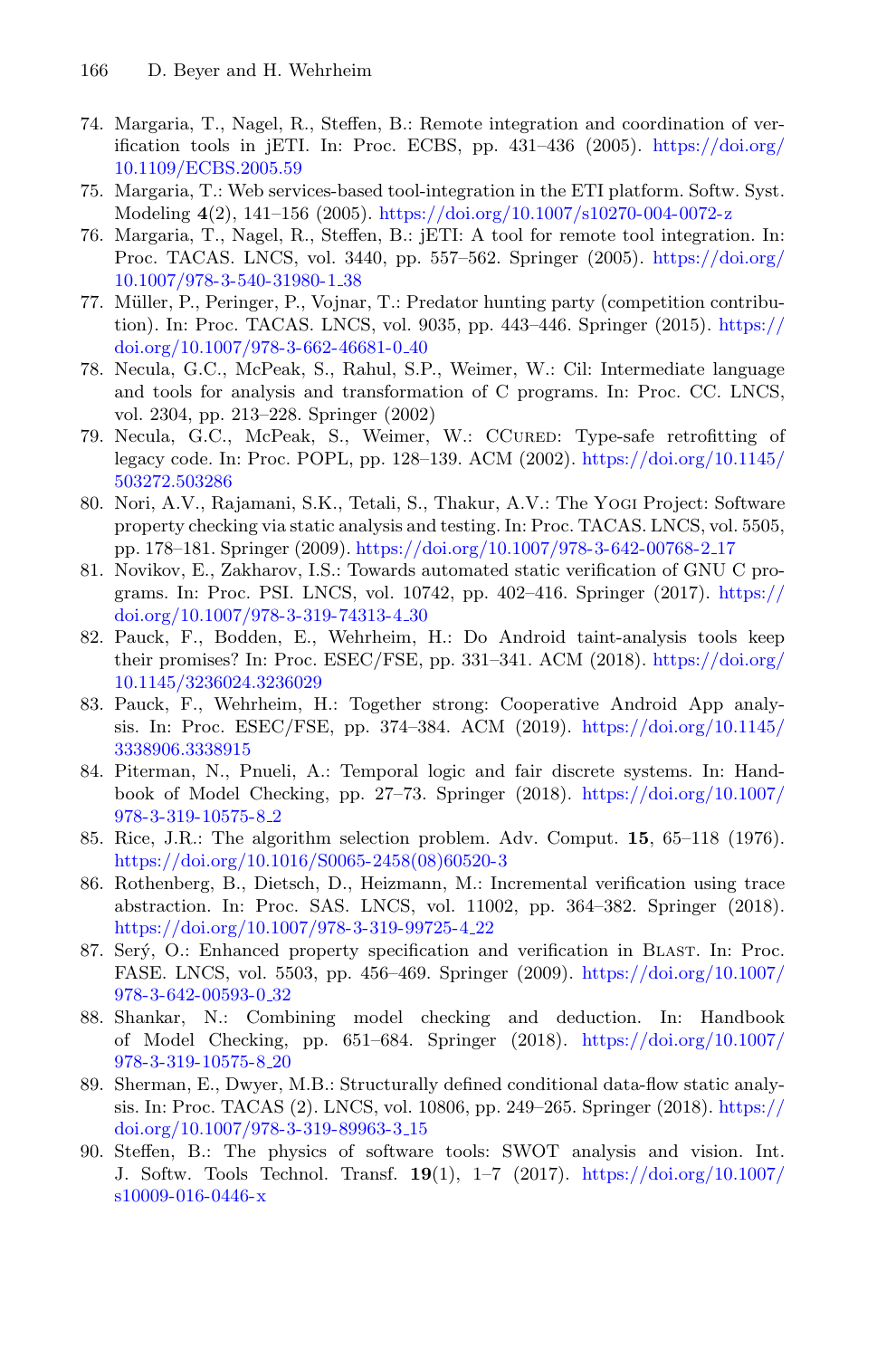74. Margaria, T., Nagel, R., Steffen, B.: Remote integration and coordination of verification tools in jETI. In: Proc. ECBS, pp. 431–436 (2005). https://doi.org/10.1109/ECBS.2005.59
75. Margaria, T.: Web services-based tool-integration in the ETI platform. Softw. Syst. Modeling **4**(2), 141–156 (2005). https://doi.org/10.1007/s10270-004-0072-z
76. Margaria, T., Nagel, R., Steffen, B.: jETI: A tool for remote tool integration. In: Proc. TACAS. LNCS, vol. 3440, pp. 557–562. Springer (2005). https://doi.org/10.1007/978-3-540-31980-1_38
77. Müller, P., Peringer, P., Vojnar, T.: Predator hunting party (competition contribution). In: Proc. TACAS. LNCS, vol. 9035, pp. 443–446. Springer (2015). https://doi.org/10.1007/978-3-662-46681-0_40
78. Necula, G.C., McPeak, S., Rahul, S.P., Weimer, W.: Cil: Intermediate language and tools for analysis and transformation of C programs. In: Proc. CC. LNCS, vol. 2304, pp. 213–228. Springer (2002)
79. Necula, G.C., McPeak, S., Weimer, W.: CCured: Type-safe retrofitting of legacy code. In: Proc. POPL, pp. 128–139. ACM (2002). https://doi.org/10.1145/503272.503286
80. Nori, A.V., Rajamani, S.K., Tetali, S., Thakur, A.V.: The Yogi Project: Software property checking via static analysis and testing. In: Proc. TACAS. LNCS, vol. 5505, pp. 178–181. Springer (2009). https://doi.org/10.1007/978-3-642-00768-2_17
81. Novikov, E., Zakharov, I.S.: Towards automated static verification of GNU C programs. In: Proc. PSI. LNCS, vol. 10742, pp. 402–416. Springer (2017). https://doi.org/10.1007/978-3-319-74313-4_30
82. Pauck, F., Bodden, E., Wehrheim, H.: Do Android taint-analysis tools keep their promises? In: Proc. ESEC/FSE, pp. 331–341. ACM (2018). https://doi.org/10.1145/3236024.3236029
83. Pauck, F., Wehrheim, H.: Together strong: Cooperative Android App analysis. In: Proc. ESEC/FSE, pp. 374–384. ACM (2019). https://doi.org/10.1145/3338906.3338915
84. Piterman, N., Pnueli, A.: Temporal logic and fair discrete systems. In: Handbook of Model Checking, pp. 27–73. Springer (2018). https://doi.org/10.1007/978-3-319-10575-8_2
85. Rice, J.R.: The algorithm selection problem. Adv. Comput. **15**, 65–118 (1976). https://doi.org/10.1016/S0065-2458(08)60520-3
86. Rothenberg, B., Dietsch, D., Heizmann, M.: Incremental verification using trace abstraction. In: Proc. SAS. LNCS, vol. 11002, pp. 364–382. Springer (2018). https://doi.org/10.1007/978-3-319-99725-4_22
87. Sery, O.: Enhanced property specification and verification in Blast. In: Proc. FASE. LNCS, vol. 5503, pp. 456–469. Springer (2009). https://doi.org/10.1007/978-3-642-00593-0_32
88. Shankar, N.: Combining model checking and deduction. In: Handbook of Model Checking, pp. 651–684. Springer (2018). https://doi.org/10.1007/978-3-319-10575-8_20
89. Sherman, E., Dwyer, M.B.: Structurally defined conditional data-flow static analysis. In: Proc. TACAS (2). LNCS, vol. 10806, pp. 249–265. Springer (2018). https://doi.org/10.1007/978-3-319-89963-3_15
90. Steffen, B.: The physics of software tools: SWOT analysis and vision. Int. J. Softw. Tools Technol. Transf. **19**(1), 1–7 (2017). https://doi.org/10.1007/s10009-016-0446-x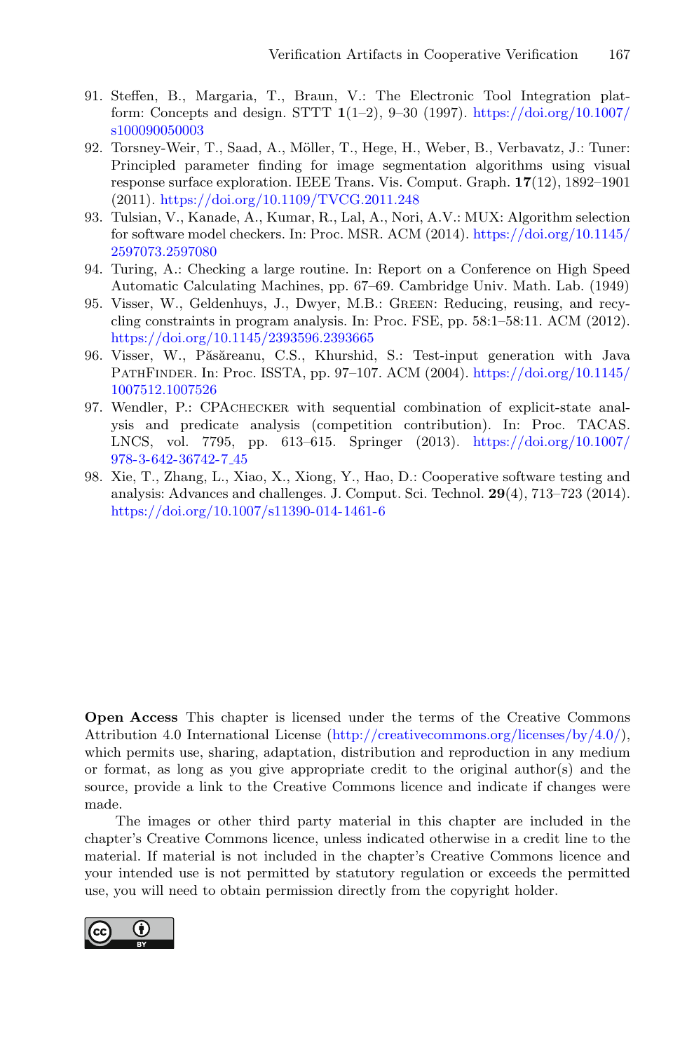91. Steffen, B., Margaria, T., Braun, V.: The Electronic Tool Integration platform: Concepts and design. STTT **1**(1–2), 9–30 (1997). https://doi.org/10.1007/s100090050003
92. Torsney-Weir, T., Saad, A., Möller, T., Hege, H., Weber, B., Verbavatz, J.: Tuner: Principled parameter finding for image segmentation algorithms using visual response surface exploration. IEEE Trans. Vis. Comput. Graph. **17**(12), 1892–1901 (2011). https://doi.org/10.1109/TVCG.2011.248
93. Tulsian, V., Kanade, A., Kumar, R., Lal, A., Nori, A.V.: MUX: Algorithm selection for software model checkers. In: Proc. MSR. ACM (2014). https://doi.org/10.1145/2597073.2597080
94. Turing, A.: Checking a large routine. In: Report on a Conference on High Speed Automatic Calculating Machines, pp. 67–69. Cambridge Univ. Math. Lab. (1949)
95. Visser, W., Geldenhuys, J., Dwyer, M.B.: Green: Reducing, reusing, and recycling constraints in program analysis. In: Proc. FSE, pp. 58:1–58:11. ACM (2012). https://doi.org/10.1145/2393596.2393665
96. Visser, W., Păsăreanu, C.S., Khurshid, S.: Test-input generation with Java PathFinder. In: Proc. ISSTA, pp. 97–107. ACM (2004). https://doi.org/10.1145/1007512.1007526
97. Wendler, P.: CPAchecker with sequential combination of explicit-state analysis and predicate analysis (competition contribution). In: Proc. TACAS. LNCS, vol. 7795, pp. 613–615. Springer (2013). https://doi.org/10.1007/978-3-642-36742-7_45
98. Xie, T., Zhang, L., Xiao, X., Xiong, Y., Hao, D.: Cooperative software testing and analysis: Advances and challenges. J. Comput. Sci. Technol. **29**(4), 713–723 (2014). https://doi.org/10.1007/s11390-014-1461-6

**Open Access** This chapter is licensed under the terms of the Creative Commons Attribution 4.0 International License (http://creativecommons.org/licenses/by/4.0/), which permits use, sharing, adaptation, distribution and reproduction in any medium or format, as long as you give appropriate credit to the original author(s) and the source, provide a link to the Creative Commons licence and indicate if changes were made.

The images or other third party material in this chapter are included in the chapter's Creative Commons licence, unless indicated otherwise in a credit line to the material. If material is not included in the chapter's Creative Commons licence and your intended use is not permitted by statutory regulation or exceeds the permitted use, you will need to obtain permission directly from the copyright holder.